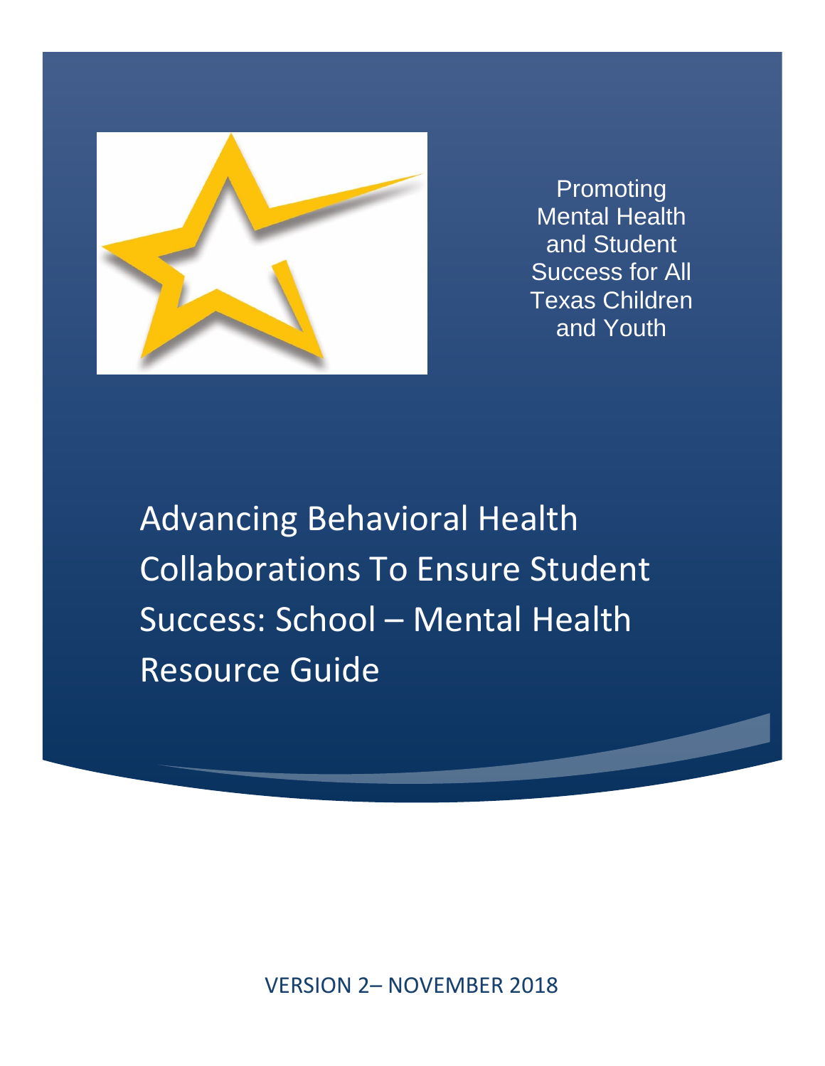Promoting Mental Health and Student Success for All Texas Children and Youth

# Advancing Behavioral Health Collaborations To Ensure Student Success: School – Mental Health Resource Guide

VERSION 2– NOVEMBER 2018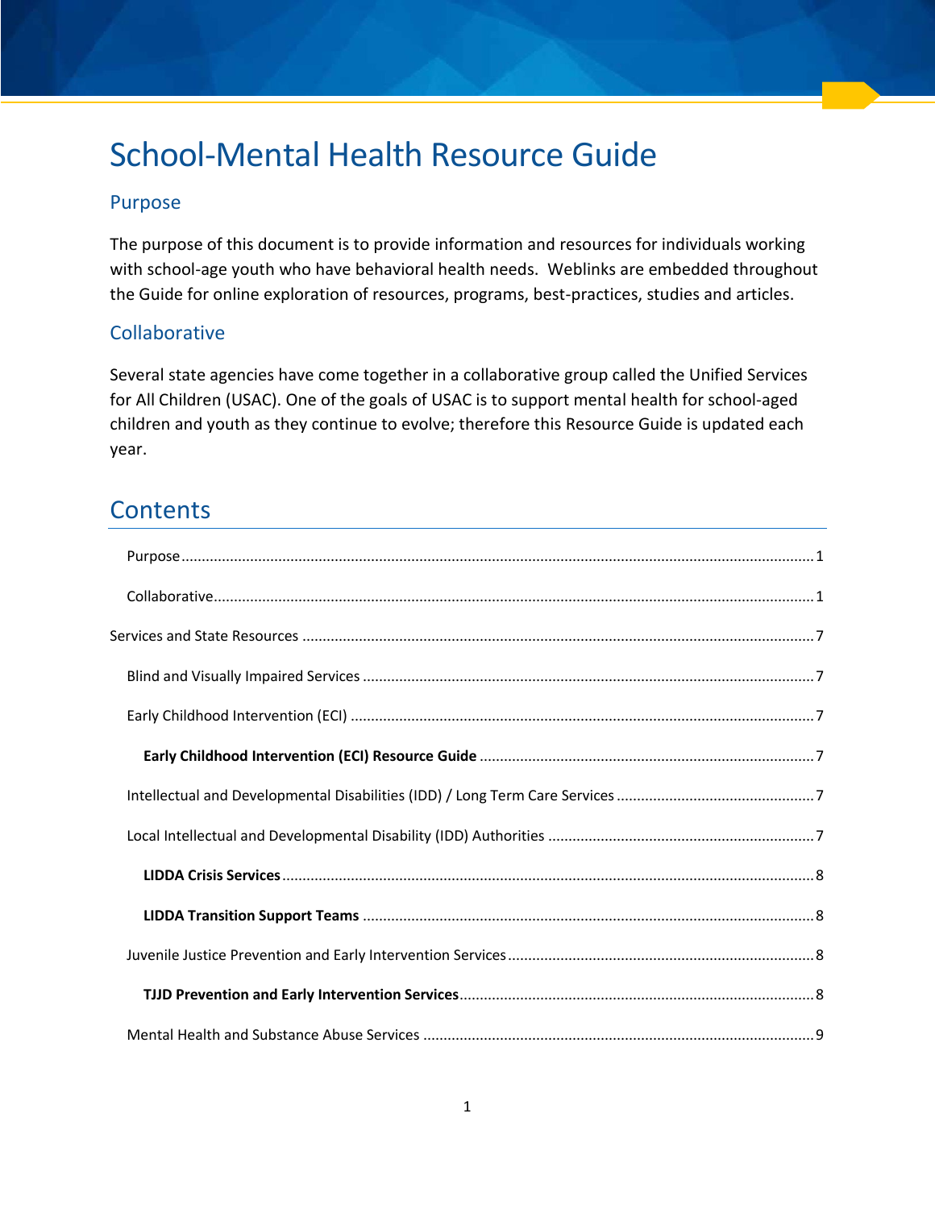# School-Mental Health Resource Guide

## Purpose

The purpose of this document is to provide information and resources for individuals working with school-age youth who have behavioral health needs. Weblinks are embedded throughout the Guide for online exploration of resources, programs, best-practices, studies and articles.

## Collaborative

Several state agencies have come together in a collaborative group called the Unified Services for All Children (USAC). One of the goals of USAC is to support mental health for school-aged children and youth as they continue to evolve; therefore this Resource Guide is updated each year.

## Contents

- Purpose .......... 1
- Collaborative .......... 1
- Services and State Resources .......... 7
  - Blind and Visually Impaired Services .......... 7
  - Early Childhood Intervention (ECI) .......... 7
    - **Early Childhood Intervention (ECI) Resource Guide** .......... 7
  - Intellectual and Developmental Disabilities (IDD) / Long Term Care Services .......... 7
  - Local Intellectual and Developmental Disability (IDD) Authorities .......... 7
    - **LIDDA Crisis Services** .......... 8
    - **LIDDA Transition Support Teams** .......... 8
  - Juvenile Justice Prevention and Early Intervention Services .......... 8
    - **TJJD Prevention and Early Intervention Services** .......... 8
  - Mental Health and Substance Abuse Services .......... 9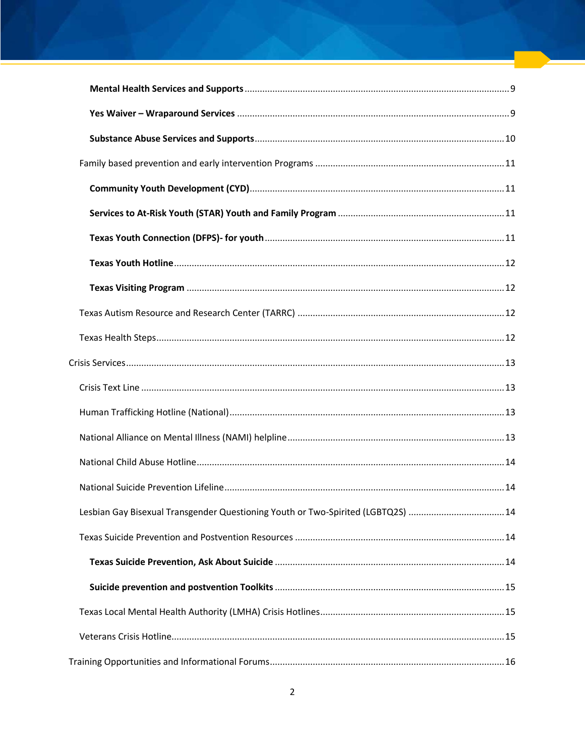**Mental Health Services and Supports** .......... 9

**Yes Waiver – Wraparound Services** .......... 9

**Substance Abuse Services and Supports** .......... 10

Family based prevention and early intervention Programs .......... 11

**Community Youth Development (CYD)** .......... 11

**Services to At-Risk Youth (STAR) Youth and Family Program** .......... 11

**Texas Youth Connection (DFPS)- for youth** .......... 11

**Texas Youth Hotline** .......... 12

**Texas Visiting Program** .......... 12

Texas Autism Resource and Research Center (TARRC) .......... 12

Texas Health Steps .......... 12

Crisis Services .......... 13

Crisis Text Line .......... 13

Human Trafficking Hotline (National) .......... 13

National Alliance on Mental Illness (NAMI) helpline .......... 13

National Child Abuse Hotline .......... 14

National Suicide Prevention Lifeline .......... 14

Lesbian Gay Bisexual Transgender Questioning Youth or Two-Spirited (LGBTQ2S) .......... 14

Texas Suicide Prevention and Postvention Resources .......... 14

**Texas Suicide Prevention, Ask About Suicide** .......... 14

**Suicide prevention and postvention Toolkits** .......... 15

Texas Local Mental Health Authority (LMHA) Crisis Hotlines .......... 15

Veterans Crisis Hotline .......... 15

Training Opportunities and Informational Forums .......... 16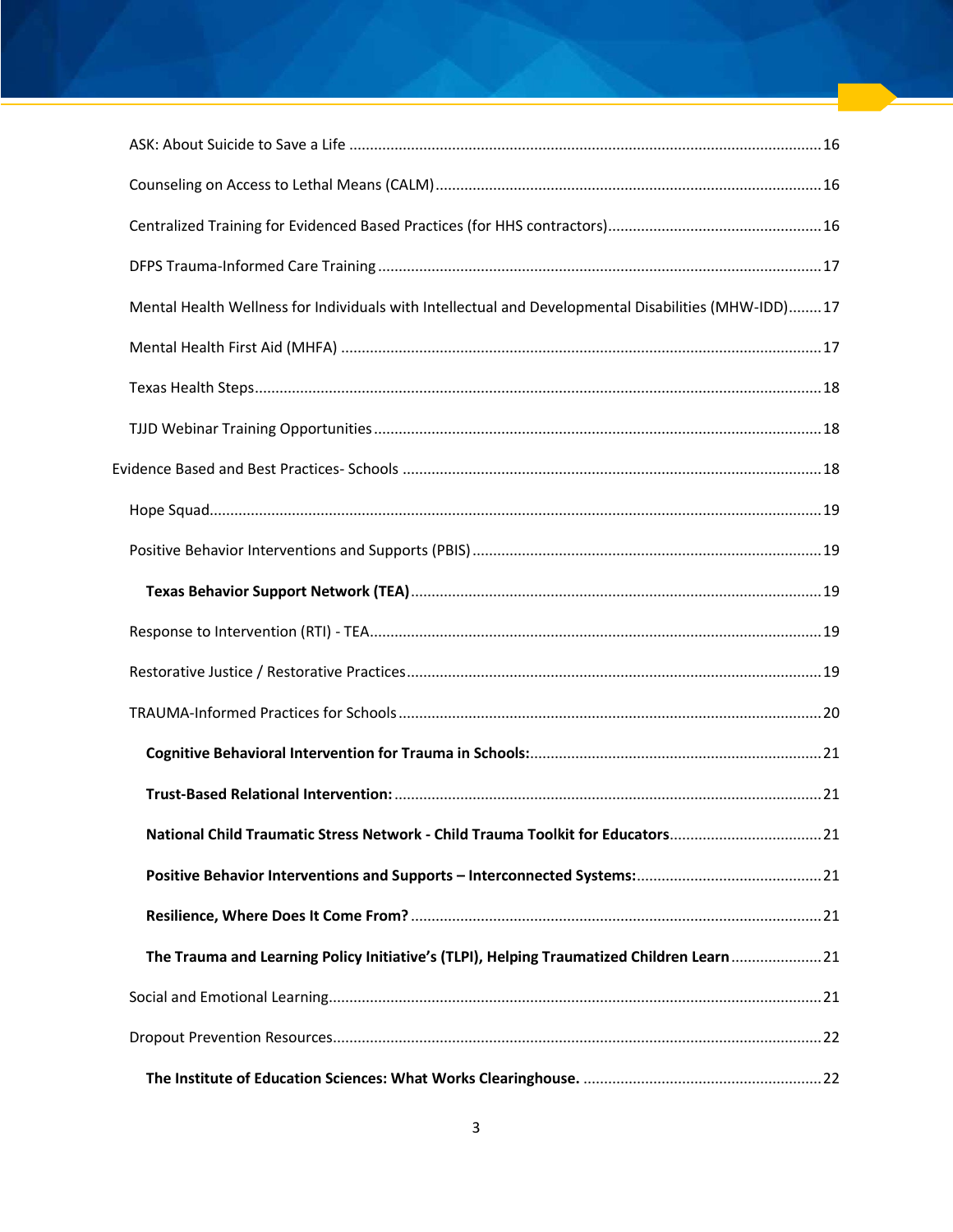ASK: About Suicide to Save a Life ........................................................................................................ 16

Counseling on Access to Lethal Means (CALM) ................................................................................... 16

Centralized Training for Evidenced Based Practices (for HHS contractors) .......................................... 16

DFPS Trauma-Informed Care Training ................................................................................................. 17

Mental Health Wellness for Individuals with Intellectual and Developmental Disabilities (MHW-IDD) ........ 17

Mental Health First Aid (MHFA) .......................................................................................................... 17

Texas Health Steps ............................................................................................................................... 18

TJJD Webinar Training Opportunities .................................................................................................. 18

Evidence Based and Best Practices- Schools ........................................................................................... 18

Hope Squad .......................................................................................................................................... 19

Positive Behavior Interventions and Supports (PBIS) .......................................................................... 19

**Texas Behavior Support Network (TEA)** .......................................................................................... 19

Response to Intervention (RTI) - TEA ................................................................................................... 19

Restorative Justice / Restorative Practices ........................................................................................... 19

TRAUMA-Informed Practices for Schools ............................................................................................ 20

**Cognitive Behavioral Intervention for Trauma in Schools:** ............................................................. 21

**Trust-Based Relational Intervention:** .............................................................................................. 21

**National Child Traumatic Stress Network - Child Trauma Toolkit for Educators** ............................ 21

**Positive Behavior Interventions and Supports – Interconnected Systems:** ..................................... 21

**Resilience, Where Does It Come From?** .......................................................................................... 21

**The Trauma and Learning Policy Initiative's (TLPI), Helping Traumatized Children Learn** ............. 21

Social and Emotional Learning .............................................................................................................. 21

Dropout Prevention Resources ............................................................................................................. 22

**The Institute of Education Sciences: What Works Clearinghouse.** ................................................. 22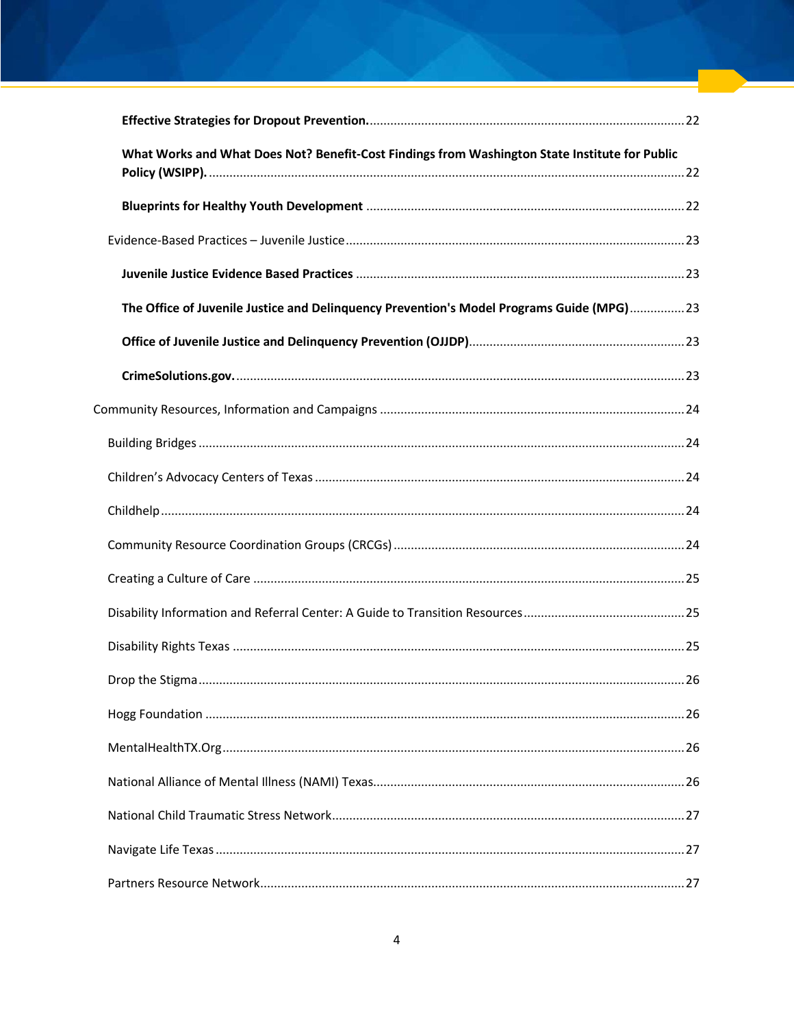**Effective Strategies for Dropout Prevention.** ........................................................................................ 22

**What Works and What Does Not? Benefit-Cost Findings from Washington State Institute for Public Policy (WSIPP).** ........................................................................................ 22

**Blueprints for Healthy Youth Development** ........................................................................................ 22

Evidence-Based Practices – Juvenile Justice ........................................................................................ 23

**Juvenile Justice Evidence Based Practices** ........................................................................................ 23

**The Office of Juvenile Justice and Delinquency Prevention's Model Programs Guide (MPG)** ................ 23

**Office of Juvenile Justice and Delinquency Prevention (OJJDP)** ........................................................ 23

**CrimeSolutions.gov.** ........................................................................................ 23

Community Resources, Information and Campaigns ........................................................................................ 24

Building Bridges ........................................................................................ 24

Children's Advocacy Centers of Texas ........................................................................................ 24

Childhelp ........................................................................................ 24

Community Resource Coordination Groups (CRCGs) ........................................................................................ 24

Creating a Culture of Care ........................................................................................ 25

Disability Information and Referral Center: A Guide to Transition Resources ............................................ 25

Disability Rights Texas ........................................................................................ 25

Drop the Stigma ........................................................................................ 26

Hogg Foundation ........................................................................................ 26

MentalHealthTX.Org ........................................................................................ 26

National Alliance of Mental Illness (NAMI) Texas ........................................................................................ 26

National Child Traumatic Stress Network ........................................................................................ 27

Navigate Life Texas ........................................................................................ 27

Partners Resource Network ........................................................................................ 27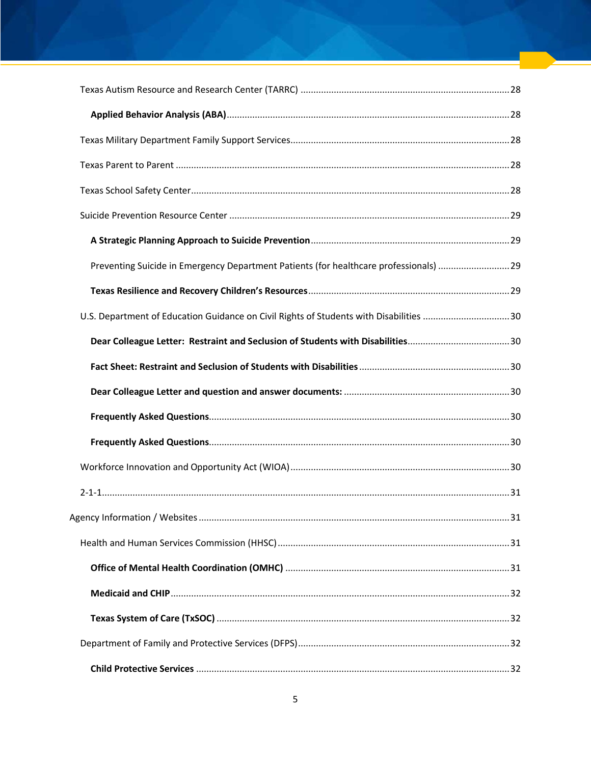- Texas Autism Resource and Research Center (TARRC) ..... 28
  - **Applied Behavior Analysis (ABA)** ..... 28
- Texas Military Department Family Support Services ..... 28
- Texas Parent to Parent ..... 28
- Texas School Safety Center ..... 28
- Suicide Prevention Resource Center ..... 29
  - **A Strategic Planning Approach to Suicide Prevention** ..... 29
  - Preventing Suicide in Emergency Department Patients (for healthcare professionals) ..... 29
  - **Texas Resilience and Recovery Children's Resources** ..... 29
- U.S. Department of Education Guidance on Civil Rights of Students with Disabilities ..... 30
  - **Dear Colleague Letter: Restraint and Seclusion of Students with Disabilities** ..... 30
  - **Fact Sheet: Restraint and Seclusion of Students with Disabilities** ..... 30
  - **Dear Colleague Letter and question and answer documents:** ..... 30
  - **Frequently Asked Questions** ..... 30
  - **Frequently Asked Questions** ..... 30
- Workforce Innovation and Opportunity Act (WIOA) ..... 30
- 2-1-1 ..... 31

Agency Information / Websites ..... 31

- Health and Human Services Commission (HHSC) ..... 31
  - **Office of Mental Health Coordination (OMHC)** ..... 31
  - **Medicaid and CHIP** ..... 32
  - **Texas System of Care (TxSOC)** ..... 32
- Department of Family and Protective Services (DFPS) ..... 32
  - **Child Protective Services** ..... 32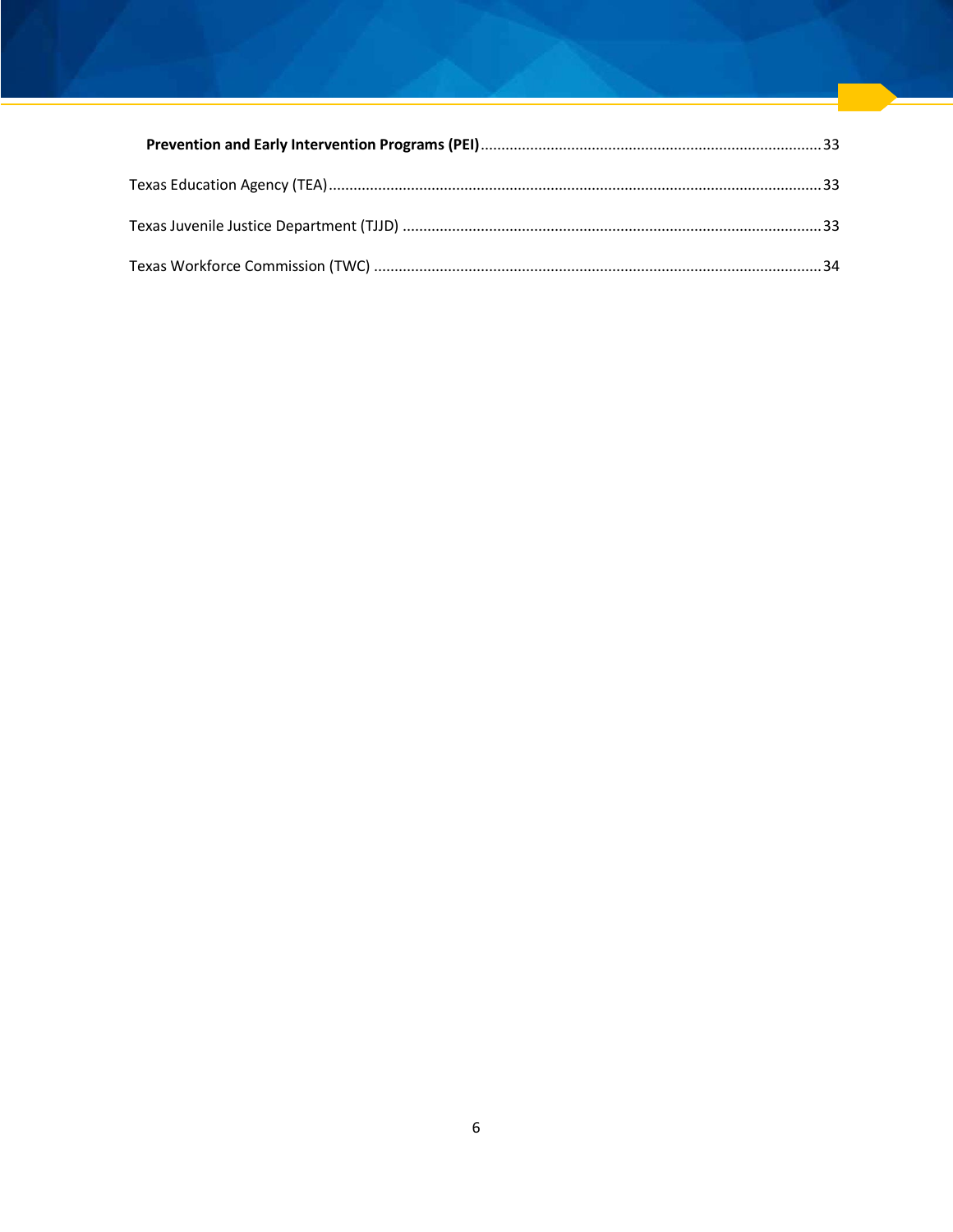**Prevention and Early Intervention Programs (PEI)** ........................................................................ 33

Texas Education Agency (TEA) ........................................................................................................ 33

Texas Juvenile Justice Department (TJJD) ........................................................................................ 33

Texas Workforce Commission (TWC) ............................................................................................... 34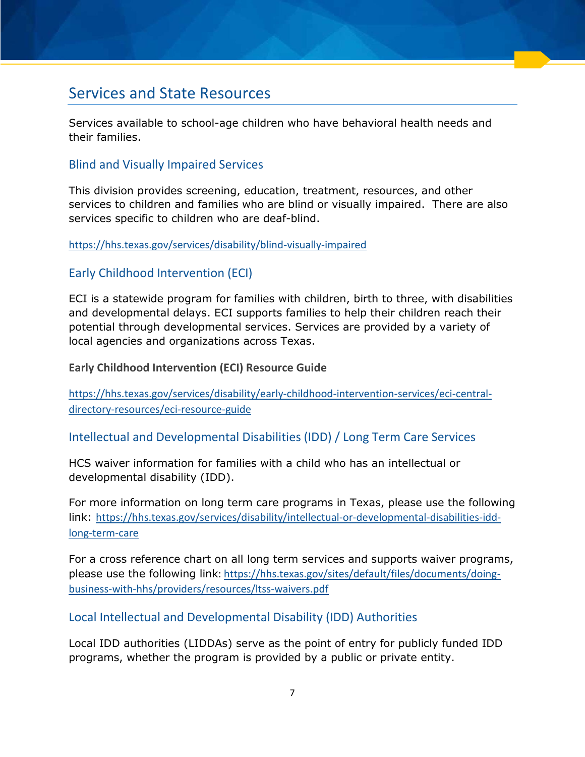## Services and State Resources

Services available to school-age children who have behavioral health needs and their families.

### Blind and Visually Impaired Services

This division provides screening, education, treatment, resources, and other services to children and families who are blind or visually impaired. There are also services specific to children who are deaf-blind.

https://hhs.texas.gov/services/disability/blind-visually-impaired

### Early Childhood Intervention (ECI)

ECI is a statewide program for families with children, birth to three, with disabilities and developmental delays. ECI supports families to help their children reach their potential through developmental services. Services are provided by a variety of local agencies and organizations across Texas.

**Early Childhood Intervention (ECI) Resource Guide**

https://hhs.texas.gov/services/disability/early-childhood-intervention-services/eci-central-directory-resources/eci-resource-guide

### Intellectual and Developmental Disabilities (IDD) / Long Term Care Services

HCS waiver information for families with a child who has an intellectual or developmental disability (IDD).

For more information on long term care programs in Texas, please use the following link: https://hhs.texas.gov/services/disability/intellectual-or-developmental-disabilities-idd-long-term-care

For a cross reference chart on all long term services and supports waiver programs, please use the following link: https://hhs.texas.gov/sites/default/files/documents/doing-business-with-hhs/providers/resources/ltss-waivers.pdf

### Local Intellectual and Developmental Disability (IDD) Authorities

Local IDD authorities (LIDDAs) serve as the point of entry for publicly funded IDD programs, whether the program is provided by a public or private entity.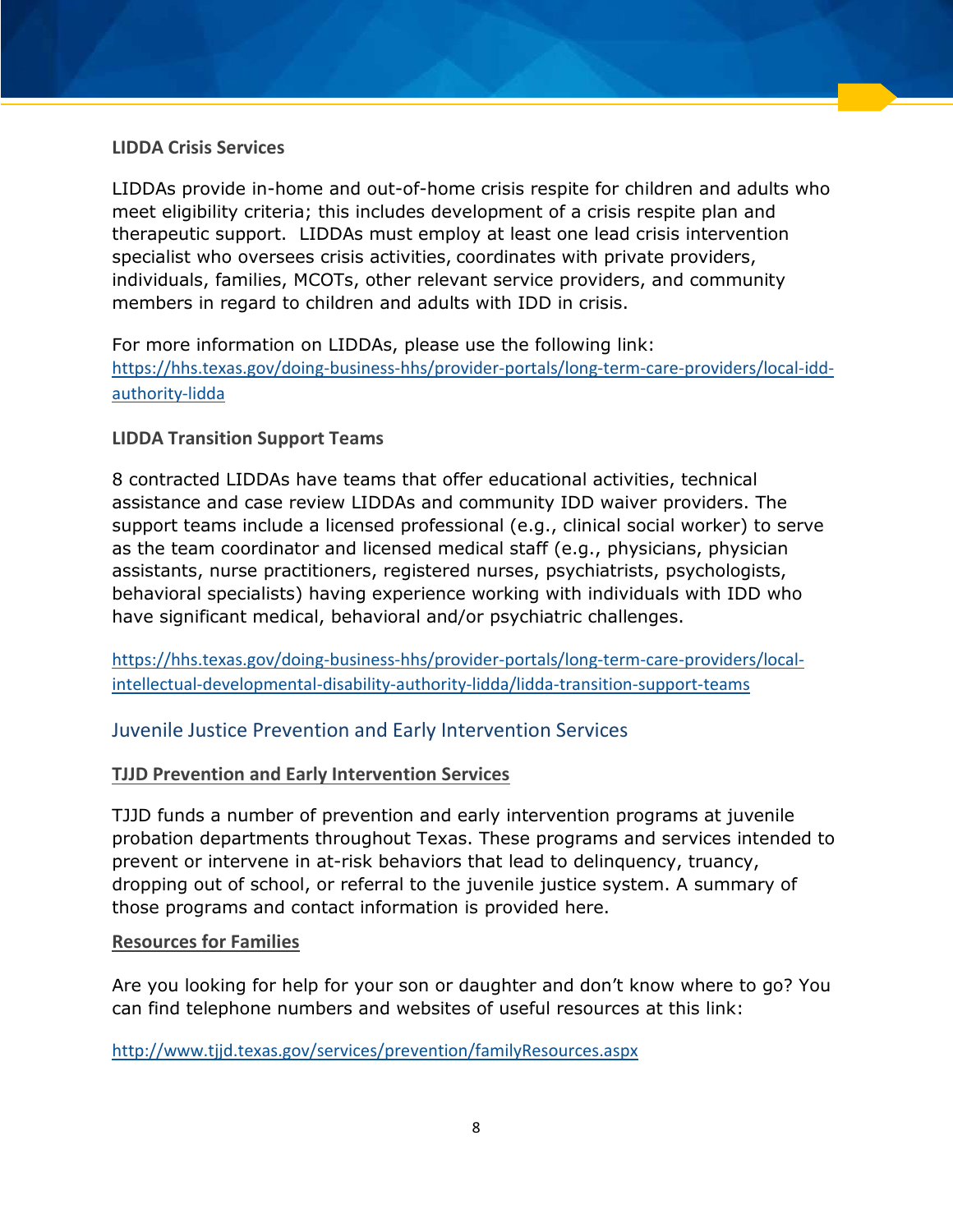### LIDDA Crisis Services

LIDDAs provide in-home and out-of-home crisis respite for children and adults who meet eligibility criteria; this includes development of a crisis respite plan and therapeutic support. LIDDAs must employ at least one lead crisis intervention specialist who oversees crisis activities, coordinates with private providers, individuals, families, MCOTs, other relevant service providers, and community members in regard to children and adults with IDD in crisis.

For more information on LIDDAs, please use the following link: https://hhs.texas.gov/doing-business-hhs/provider-portals/long-term-care-providers/local-idd-authority-lidda

### LIDDA Transition Support Teams

8 contracted LIDDAs have teams that offer educational activities, technical assistance and case review LIDDAs and community IDD waiver providers. The support teams include a licensed professional (e.g., clinical social worker) to serve as the team coordinator and licensed medical staff (e.g., physicians, physician assistants, nurse practitioners, registered nurses, psychiatrists, psychologists, behavioral specialists) having experience working with individuals with IDD who have significant medical, behavioral and/or psychiatric challenges.

https://hhs.texas.gov/doing-business-hhs/provider-portals/long-term-care-providers/local-intellectual-developmental-disability-authority-lidda/lidda-transition-support-teams

## Juvenile Justice Prevention and Early Intervention Services

### TJJD Prevention and Early Intervention Services

TJJD funds a number of prevention and early intervention programs at juvenile probation departments throughout Texas. These programs and services intended to prevent or intervene in at-risk behaviors that lead to delinquency, truancy, dropping out of school, or referral to the juvenile justice system. A summary of those programs and contact information is provided here.

### Resources for Families

Are you looking for help for your son or daughter and don't know where to go? You can find telephone numbers and websites of useful resources at this link:

http://www.tjjd.texas.gov/services/prevention/familyResources.aspx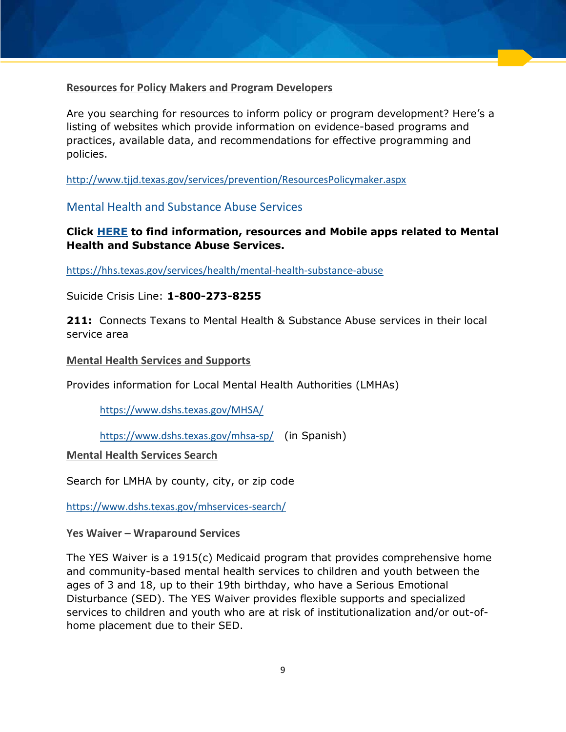### Resources for Policy Makers and Program Developers

Are you searching for resources to inform policy or program development? Here's a listing of websites which provide information on evidence-based programs and practices, available data, and recommendations for effective programming and policies.

http://www.tjjd.texas.gov/services/prevention/ResourcesPolicymaker.aspx

## Mental Health and Substance Abuse Services

**Click HERE to find information, resources and Mobile apps related to Mental Health and Substance Abuse Services.**

https://hhs.texas.gov/services/health/mental-health-substance-abuse

Suicide Crisis Line: **1-800-273-8255**

**211:** Connects Texans to Mental Health & Substance Abuse services in their local service area

### Mental Health Services and Supports

Provides information for Local Mental Health Authorities (LMHAs)

> https://www.dshs.texas.gov/MHSA/
>
> https://www.dshs.texas.gov/mhsa-sp/ (in Spanish)

### Mental Health Services Search

Search for LMHA by county, city, or zip code

https://www.dshs.texas.gov/mhservices-search/

### Yes Waiver – Wraparound Services

The YES Waiver is a 1915(c) Medicaid program that provides comprehensive home and community-based mental health services to children and youth between the ages of 3 and 18, up to their 19th birthday, who have a Serious Emotional Disturbance (SED). The YES Waiver provides flexible supports and specialized services to children and youth who are at risk of institutionalization and/or out-of-home placement due to their SED.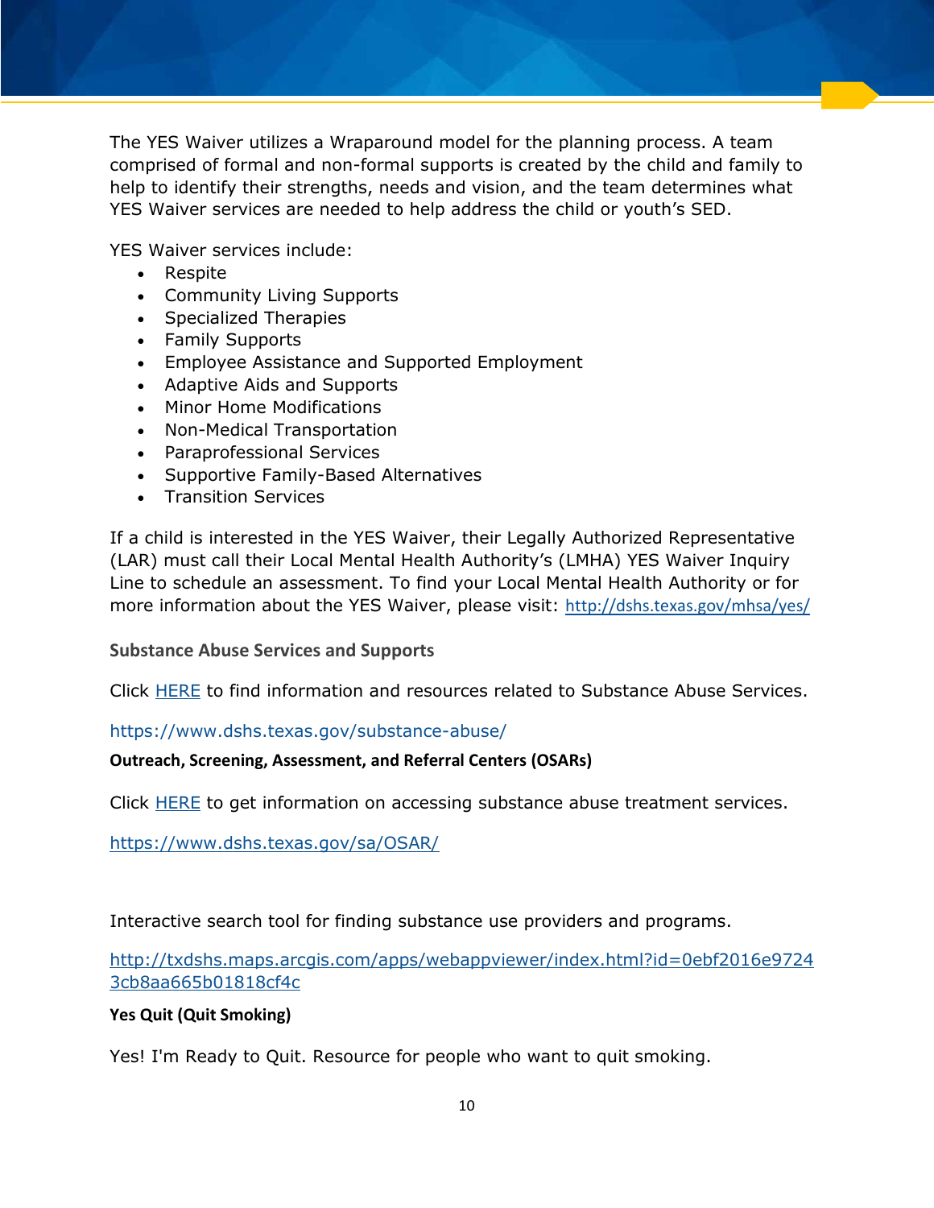The YES Waiver utilizes a Wraparound model for the planning process. A team comprised of formal and non-formal supports is created by the child and family to help to identify their strengths, needs and vision, and the team determines what YES Waiver services are needed to help address the child or youth's SED.

YES Waiver services include:

- Respite
- Community Living Supports
- Specialized Therapies
- Family Supports
- Employee Assistance and Supported Employment
- Adaptive Aids and Supports
- Minor Home Modifications
- Non-Medical Transportation
- Paraprofessional Services
- Supportive Family-Based Alternatives
- Transition Services

If a child is interested in the YES Waiver, their Legally Authorized Representative (LAR) must call their Local Mental Health Authority's (LMHA) YES Waiver Inquiry Line to schedule an assessment. To find your Local Mental Health Authority or for more information about the YES Waiver, please visit: http://dshs.texas.gov/mhsa/yes/

### Substance Abuse Services and Supports

Click HERE to find information and resources related to Substance Abuse Services.

https://www.dshs.texas.gov/substance-abuse/

**Outreach, Screening, Assessment, and Referral Centers (OSARs)**

Click HERE to get information on accessing substance abuse treatment services.

https://www.dshs.texas.gov/sa/OSAR/

Interactive search tool for finding substance use providers and programs.

http://txdshs.maps.arcgis.com/apps/webappviewer/index.html?id=0ebf2016e97243cb8aa665b01818cf4c

**Yes Quit (Quit Smoking)**

Yes! I'm Ready to Quit. Resource for people who want to quit smoking.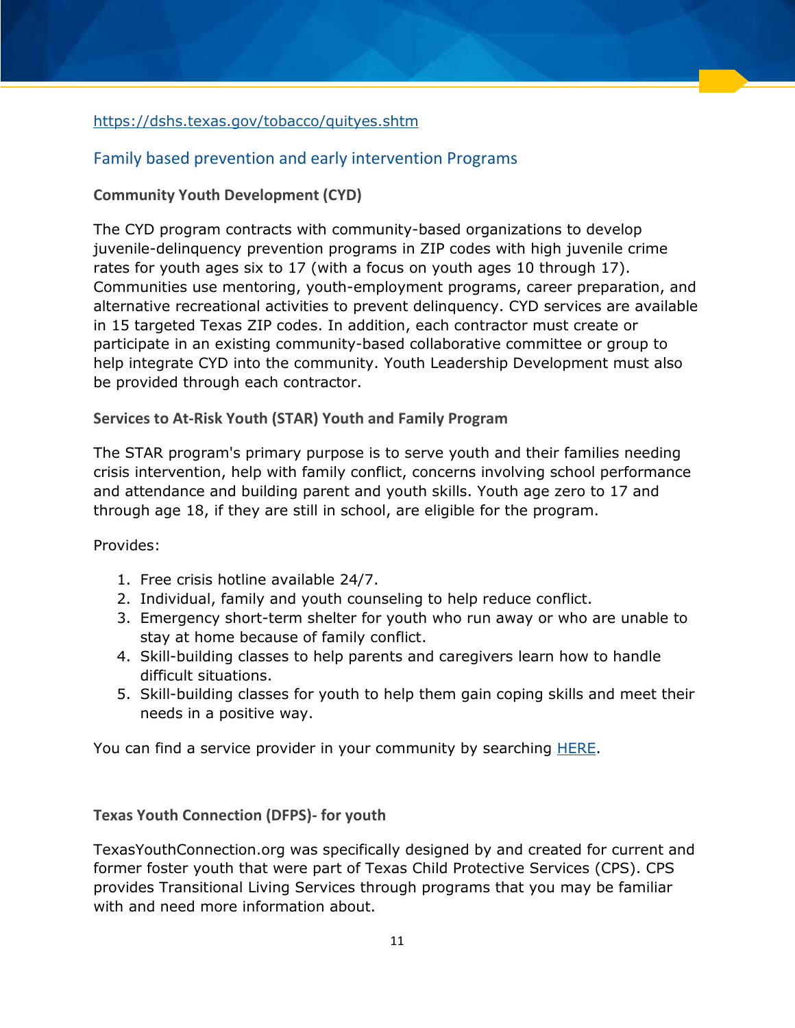https://dshs.texas.gov/tobacco/quityes.shtm

## Family based prevention and early intervention Programs

### Community Youth Development (CYD)

The CYD program contracts with community-based organizations to develop juvenile-delinquency prevention programs in ZIP codes with high juvenile crime rates for youth ages six to 17 (with a focus on youth ages 10 through 17). Communities use mentoring, youth-employment programs, career preparation, and alternative recreational activities to prevent delinquency. CYD services are available in 15 targeted Texas ZIP codes. In addition, each contractor must create or participate in an existing community-based collaborative committee or group to help integrate CYD into the community. Youth Leadership Development must also be provided through each contractor.

### Services to At-Risk Youth (STAR) Youth and Family Program

The STAR program's primary purpose is to serve youth and their families needing crisis intervention, help with family conflict, concerns involving school performance and attendance and building parent and youth skills. Youth age zero to 17 and through age 18, if they are still in school, are eligible for the program.

Provides:

1. Free crisis hotline available 24/7.
2. Individual, family and youth counseling to help reduce conflict.
3. Emergency short-term shelter for youth who run away or who are unable to stay at home because of family conflict.
4. Skill-building classes to help parents and caregivers learn how to handle difficult situations.
5. Skill-building classes for youth to help them gain coping skills and meet their needs in a positive way.

You can find a service provider in your community by searching HERE.

### Texas Youth Connection (DFPS)- for youth

TexasYouthConnection.org was specifically designed by and created for current and former foster youth that were part of Texas Child Protective Services (CPS). CPS provides Transitional Living Services through programs that you may be familiar with and need more information about.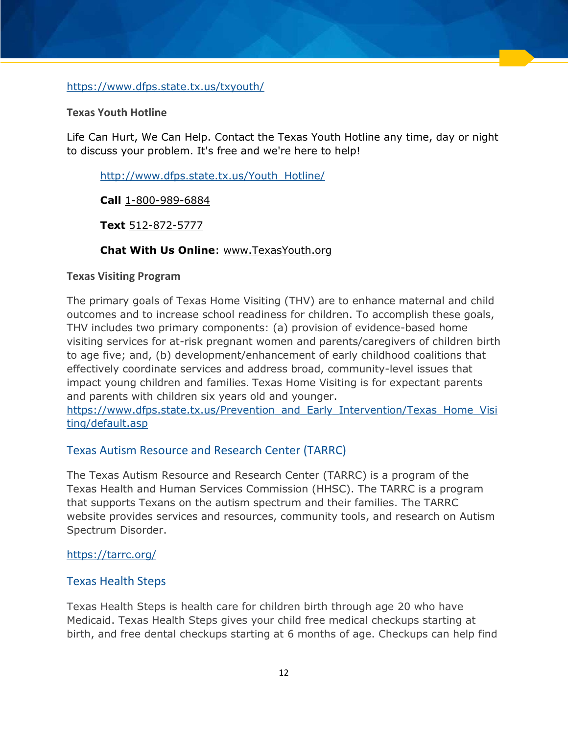https://www.dfps.state.tx.us/txyouth/

### Texas Youth Hotline

Life Can Hurt, We Can Help. Contact the Texas Youth Hotline any time, day or night to discuss your problem. It's free and we're here to help!

> http://www.dfps.state.tx.us/Youth_Hotline/
>
> **Call** 1-800-989-6884
>
> **Text** 512-872-5777
>
> **Chat With Us Online**: www.TexasYouth.org

### Texas Visiting Program

The primary goals of Texas Home Visiting (THV) are to enhance maternal and child outcomes and to increase school readiness for children. To accomplish these goals, THV includes two primary components: (a) provision of evidence-based home visiting services for at-risk pregnant women and parents/caregivers of children birth to age five; and, (b) development/enhancement of early childhood coalitions that effectively coordinate services and address broad, community-level issues that impact young children and families. Texas Home Visiting is for expectant parents and parents with children six years old and younger.
https://www.dfps.state.tx.us/Prevention_and_Early_Intervention/Texas_Home_Visiting/default.asp

## Texas Autism Resource and Research Center (TARRC)

The Texas Autism Resource and Research Center (TARRC) is a program of the Texas Health and Human Services Commission (HHSC). The TARRC is a program that supports Texans on the autism spectrum and their families. The TARRC website provides services and resources, community tools, and research on Autism Spectrum Disorder.

https://tarrc.org/

## Texas Health Steps

Texas Health Steps is health care for children birth through age 20 who have Medicaid. Texas Health Steps gives your child free medical checkups starting at birth, and free dental checkups starting at 6 months of age. Checkups can help find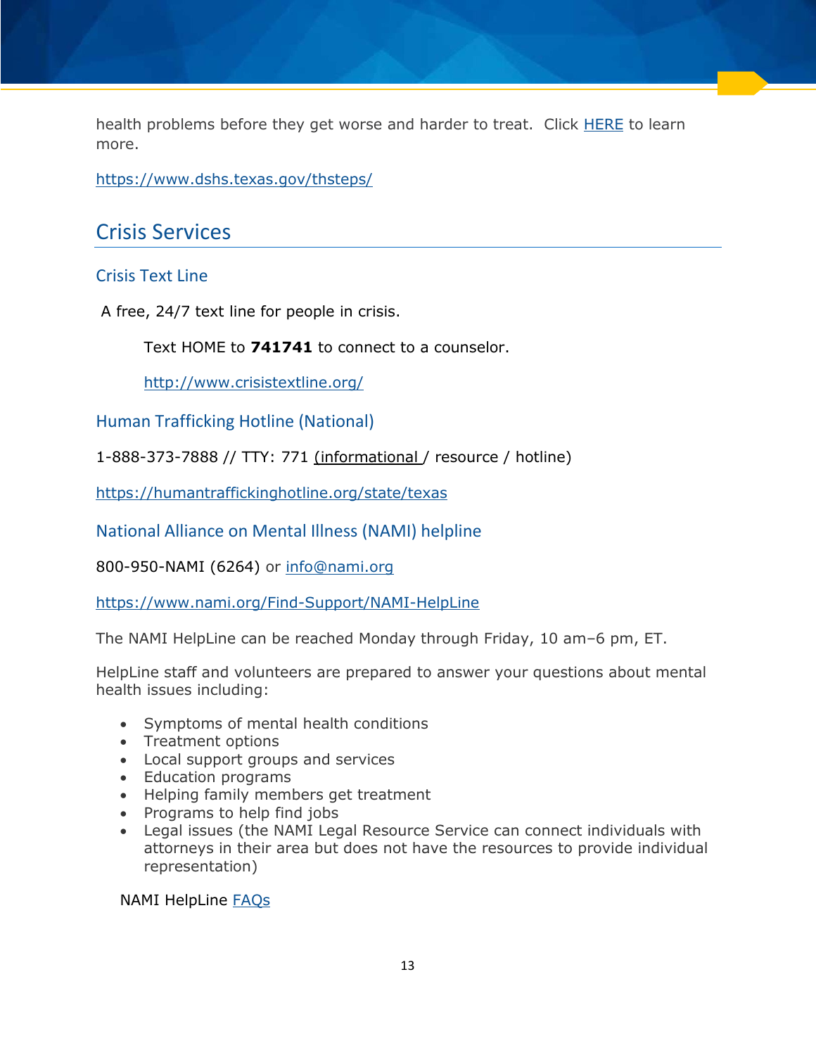health problems before they get worse and harder to treat. Click HERE to learn more.

https://www.dshs.texas.gov/thsteps/

## Crisis Services

### Crisis Text Line

A free, 24/7 text line for people in crisis.

Text HOME to **741741** to connect to a counselor.

http://www.crisistextline.org/

### Human Trafficking Hotline (National)

1-888-373-7888 // TTY: 771 (informational / resource / hotline)

https://humantraffickinghotline.org/state/texas

### National Alliance on Mental Illness (NAMI) helpline

800-950-NAMI (6264) or info@nami.org

https://www.nami.org/Find-Support/NAMI-HelpLine

The NAMI HelpLine can be reached Monday through Friday, 10 am–6 pm, ET.

HelpLine staff and volunteers are prepared to answer your questions about mental health issues including:

- Symptoms of mental health conditions
- Treatment options
- Local support groups and services
- Education programs
- Helping family members get treatment
- Programs to help find jobs
- Legal issues (the NAMI Legal Resource Service can connect individuals with attorneys in their area but does not have the resources to provide individual representation)

NAMI HelpLine FAQs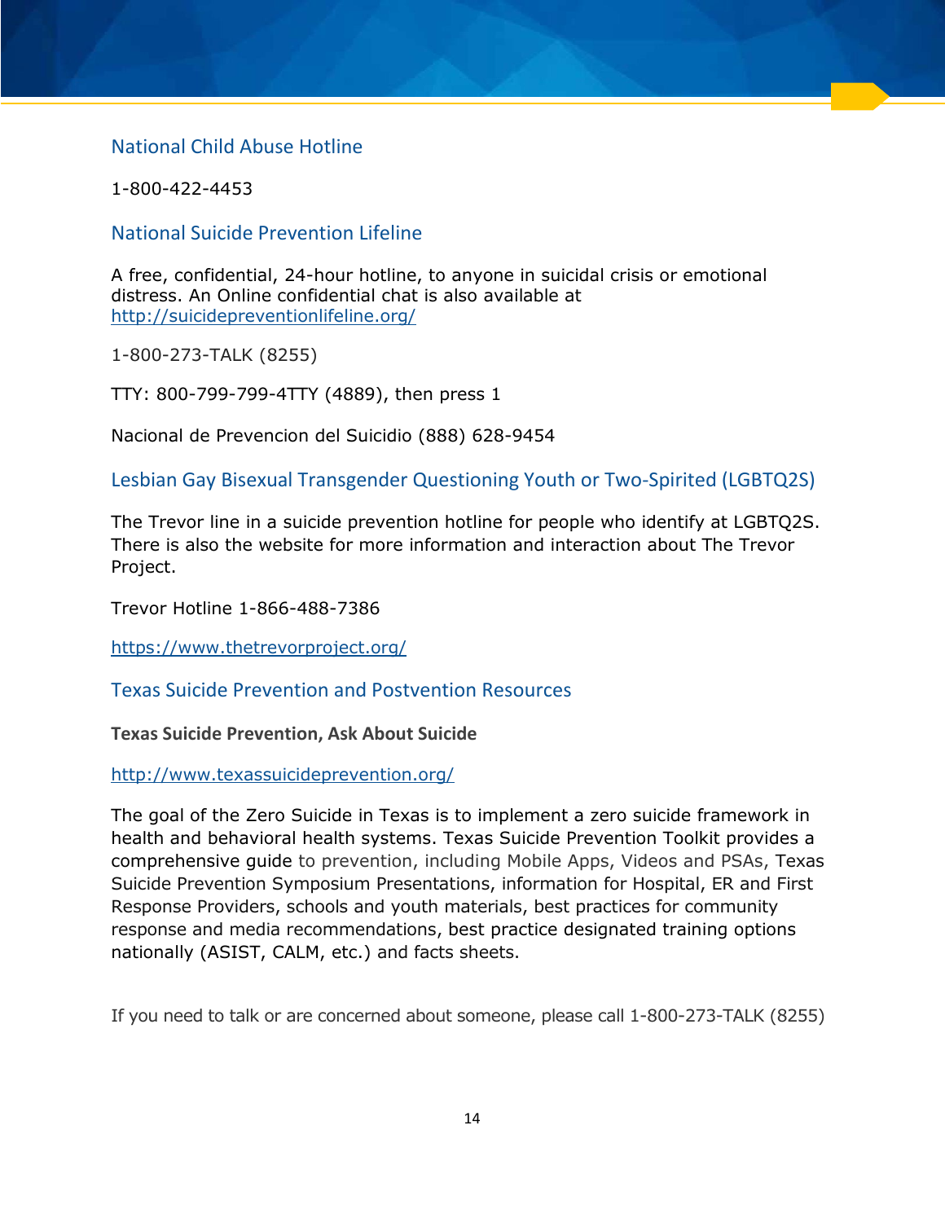## National Child Abuse Hotline

1-800-422-4453

## National Suicide Prevention Lifeline

A free, confidential, 24-hour hotline, to anyone in suicidal crisis or emotional distress. An Online confidential chat is also available at http://suicidepreventionlifeline.org/

1-800-273-TALK (8255)

TTY: 800-799-799-4TTY (4889), then press 1

Nacional de Prevencion del Suicidio (888) 628-9454

## Lesbian Gay Bisexual Transgender Questioning Youth or Two-Spirited (LGBTQ2S)

The Trevor line in a suicide prevention hotline for people who identify at LGBTQ2S. There is also the website for more information and interaction about The Trevor Project.

Trevor Hotline 1-866-488-7386

https://www.thetrevorproject.org/

## Texas Suicide Prevention and Postvention Resources

**Texas Suicide Prevention, Ask About Suicide**

http://www.texassuicideprevention.org/

The goal of the Zero Suicide in Texas is to implement a zero suicide framework in health and behavioral health systems. Texas Suicide Prevention Toolkit provides a comprehensive guide to prevention, including Mobile Apps, Videos and PSAs, Texas Suicide Prevention Symposium Presentations, information for Hospital, ER and First Response Providers, schools and youth materials, best practices for community response and media recommendations, best practice designated training options nationally (ASIST, CALM, etc.) and facts sheets.

If you need to talk or are concerned about someone, please call 1-800-273-TALK (8255)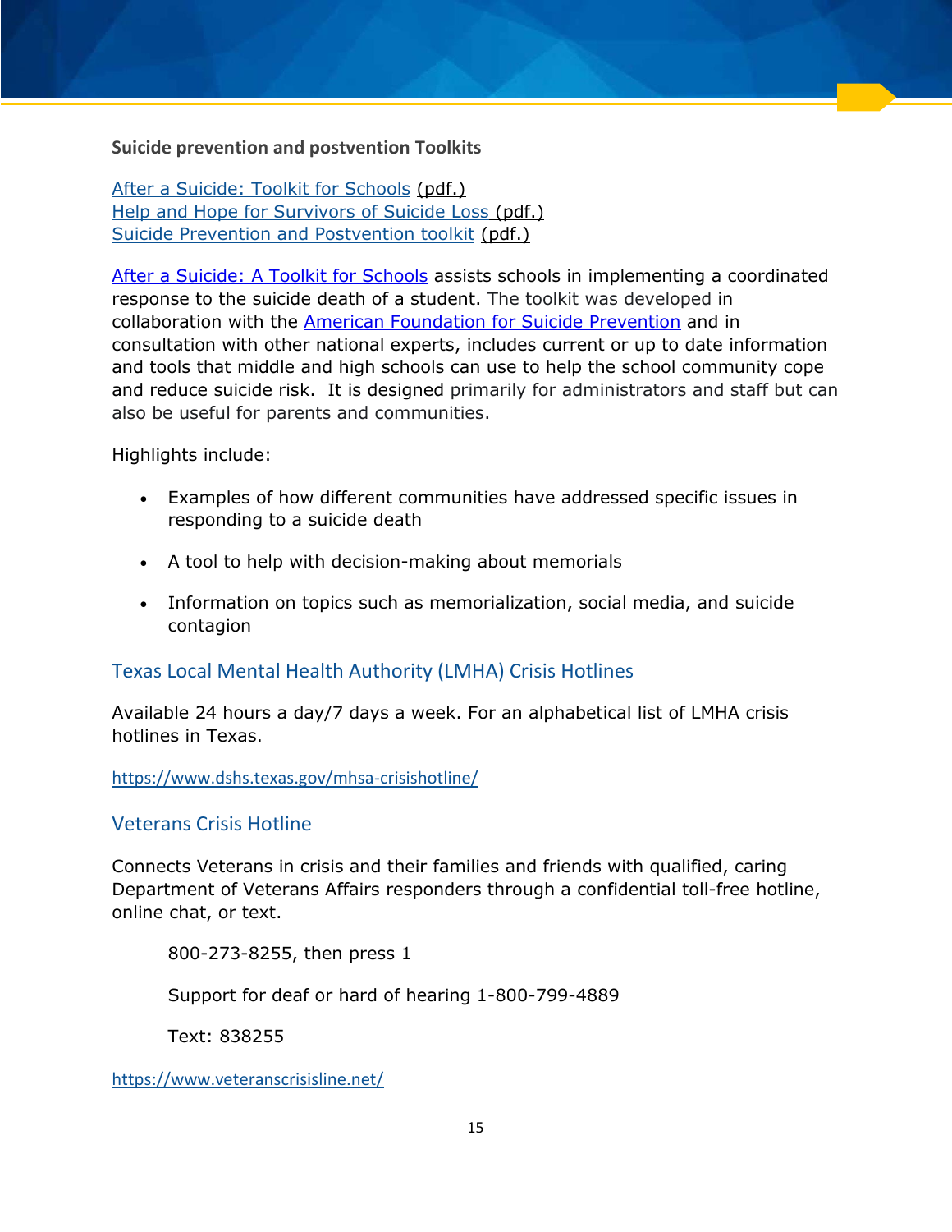**Suicide prevention and postvention Toolkits**

After a Suicide: Toolkit for Schools (pdf.)
Help and Hope for Survivors of Suicide Loss (pdf.)
Suicide Prevention and Postvention toolkit (pdf.)

After a Suicide: A Toolkit for Schools assists schools in implementing a coordinated response to the suicide death of a student. The toolkit was developed in collaboration with the American Foundation for Suicide Prevention and in consultation with other national experts, includes current or up to date information and tools that middle and high schools can use to help the school community cope and reduce suicide risk. It is designed primarily for administrators and staff but can also be useful for parents and communities.

Highlights include:

- Examples of how different communities have addressed specific issues in responding to a suicide death
- A tool to help with decision-making about memorials
- Information on topics such as memorialization, social media, and suicide contagion

## Texas Local Mental Health Authority (LMHA) Crisis Hotlines

Available 24 hours a day/7 days a week. For an alphabetical list of LMHA crisis hotlines in Texas.

https://www.dshs.texas.gov/mhsa-crisishotline/

## Veterans Crisis Hotline

Connects Veterans in crisis and their families and friends with qualified, caring Department of Veterans Affairs responders through a confidential toll-free hotline, online chat, or text.

800-273-8255, then press 1

Support for deaf or hard of hearing 1-800-799-4889

Text: 838255

https://www.veteranscrisisline.net/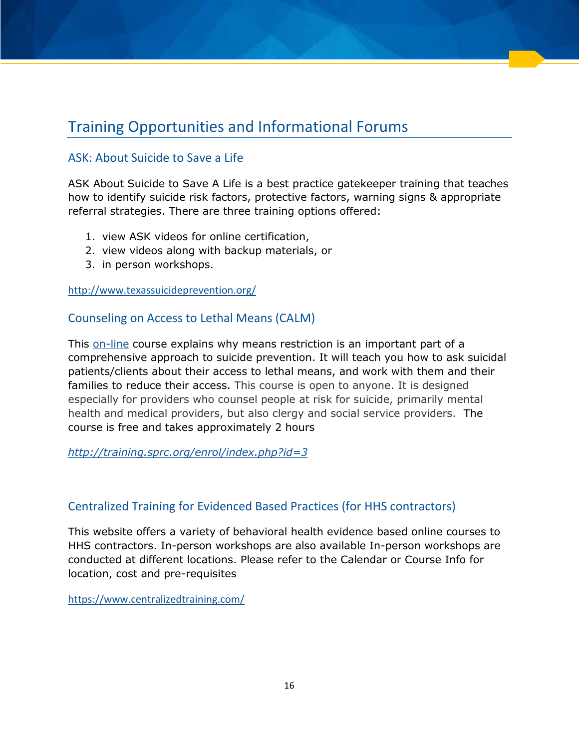## Training Opportunities and Informational Forums

### ASK: About Suicide to Save a Life

ASK About Suicide to Save A Life is a best practice gatekeeper training that teaches how to identify suicide risk factors, protective factors, warning signs & appropriate referral strategies. There are three training options offered:

1. view ASK videos for online certification,
2. view videos along with backup materials, or
3. in person workshops.

http://www.texassuicideprevention.org/

### Counseling on Access to Lethal Means (CALM)

This on-line course explains why means restriction is an important part of a comprehensive approach to suicide prevention. It will teach you how to ask suicidal patients/clients about their access to lethal means, and work with them and their families to reduce their access. This course is open to anyone. It is designed especially for providers who counsel people at risk for suicide, primarily mental health and medical providers, but also clergy and social service providers. The course is free and takes approximately 2 hours

*http://training.sprc.org/enrol/index.php?id=3*

### Centralized Training for Evidenced Based Practices (for HHS contractors)

This website offers a variety of behavioral health evidence based online courses to HHS contractors. In-person workshops are also available In-person workshops are conducted at different locations. Please refer to the Calendar or Course Info for location, cost and pre-requisites

https://www.centralizedtraining.com/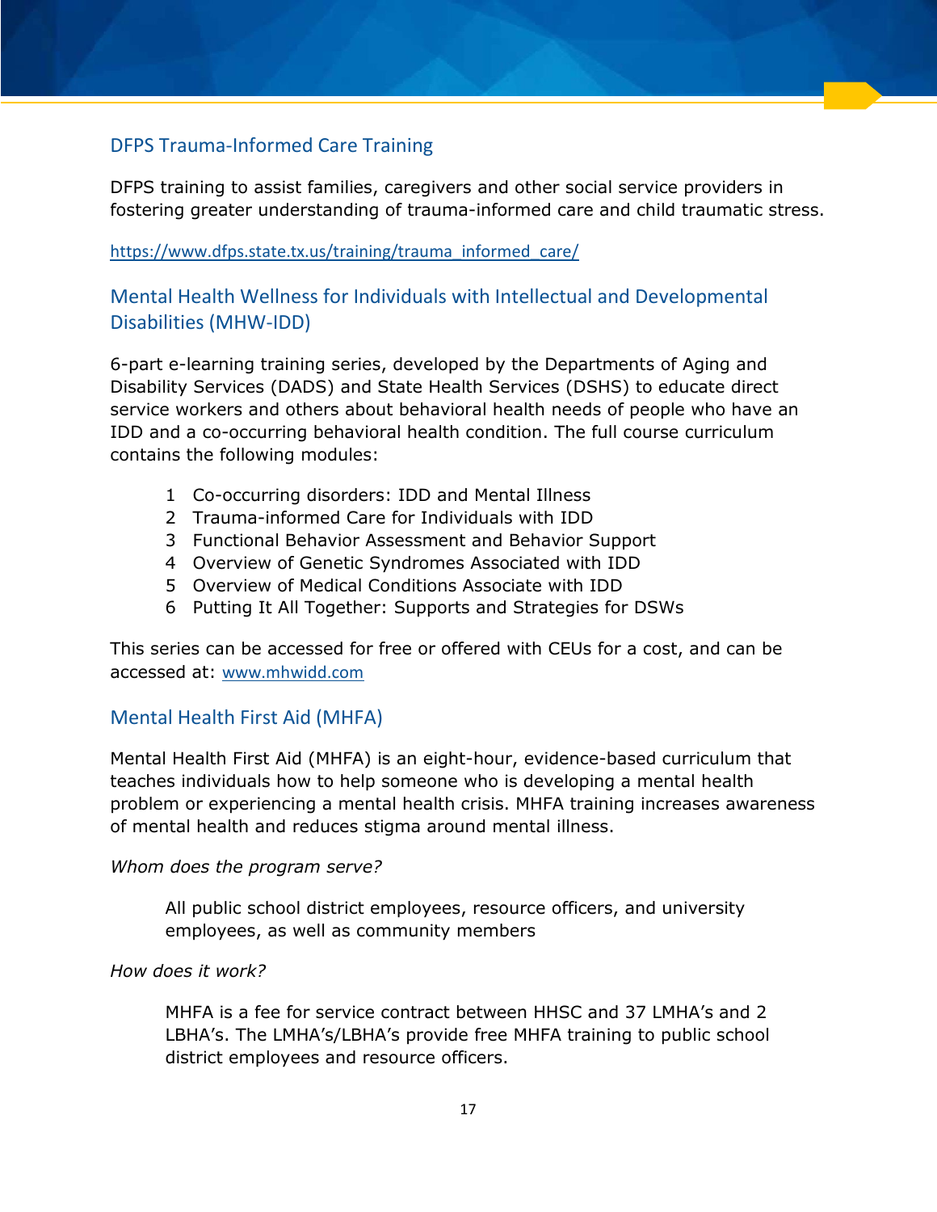## DFPS Trauma-Informed Care Training

DFPS training to assist families, caregivers and other social service providers in fostering greater understanding of trauma-informed care and child traumatic stress.

https://www.dfps.state.tx.us/training/trauma_informed_care/

## Mental Health Wellness for Individuals with Intellectual and Developmental Disabilities (MHW-IDD)

6-part e-learning training series, developed by the Departments of Aging and Disability Services (DADS) and State Health Services (DSHS) to educate direct service workers and others about behavioral health needs of people who have an IDD and a co-occurring behavioral health condition. The full course curriculum contains the following modules:

1. Co-occurring disorders: IDD and Mental Illness
2. Trauma-informed Care for Individuals with IDD
3. Functional Behavior Assessment and Behavior Support
4. Overview of Genetic Syndromes Associated with IDD
5. Overview of Medical Conditions Associate with IDD
6. Putting It All Together: Supports and Strategies for DSWs

This series can be accessed for free or offered with CEUs for a cost, and can be accessed at: www.mhwidd.com

## Mental Health First Aid (MHFA)

Mental Health First Aid (MHFA) is an eight-hour, evidence-based curriculum that teaches individuals how to help someone who is developing a mental health problem or experiencing a mental health crisis. MHFA training increases awareness of mental health and reduces stigma around mental illness.

*Whom does the program serve?*

> All public school district employees, resource officers, and university employees, as well as community members

*How does it work?*

> MHFA is a fee for service contract between HHSC and 37 LMHA's and 2 LBHA's. The LMHA's/LBHA's provide free MHFA training to public school district employees and resource officers.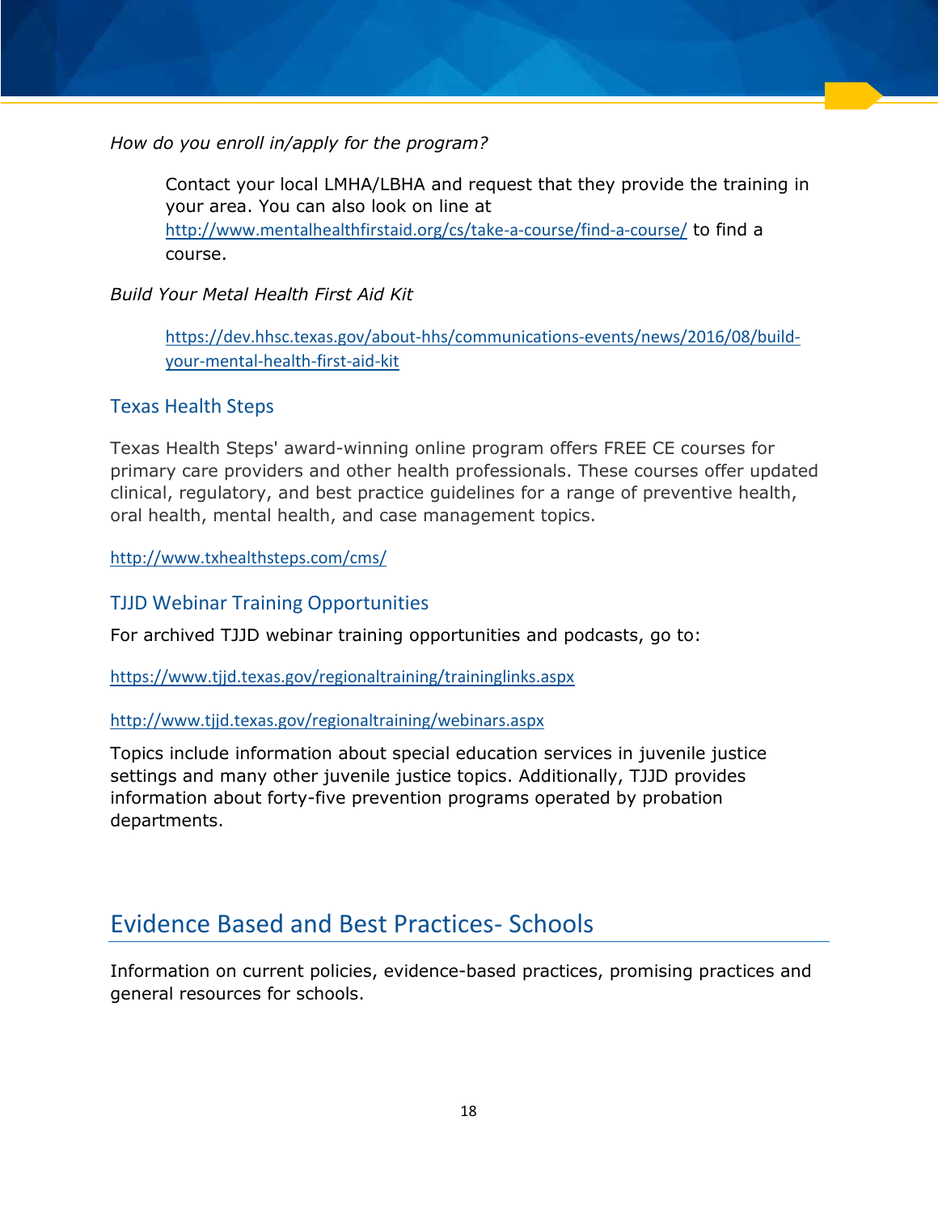*How do you enroll in/apply for the program?*

Contact your local LMHA/LBHA and request that they provide the training in your area. You can also look on line at http://www.mentalhealthfirstaid.org/cs/take-a-course/find-a-course/ to find a course.

*Build Your Metal Health First Aid Kit*

https://dev.hhsc.texas.gov/about-hhs/communications-events/news/2016/08/build-your-mental-health-first-aid-kit

### Texas Health Steps

Texas Health Steps' award-winning online program offers FREE CE courses for primary care providers and other health professionals. These courses offer updated clinical, regulatory, and best practice guidelines for a range of preventive health, oral health, mental health, and case management topics.

http://www.txhealthsteps.com/cms/

### TJJD Webinar Training Opportunities

For archived TJJD webinar training opportunities and podcasts, go to:

https://www.tjjd.texas.gov/regionaltraining/traininglinks.aspx

http://www.tjjd.texas.gov/regionaltraining/webinars.aspx

Topics include information about special education services in juvenile justice settings and many other juvenile justice topics. Additionally, TJJD provides information about forty-five prevention programs operated by probation departments.

## Evidence Based and Best Practices- Schools

Information on current policies, evidence-based practices, promising practices and general resources for schools.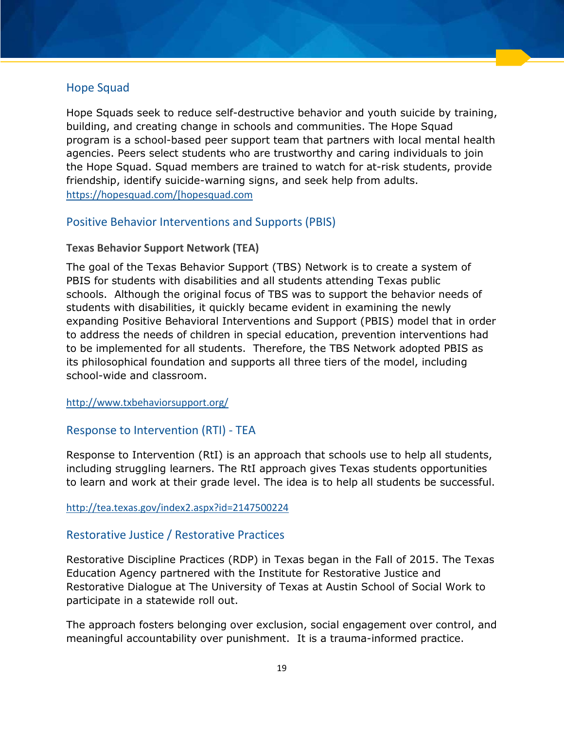## Hope Squad

Hope Squads seek to reduce self-destructive behavior and youth suicide by training, building, and creating change in schools and communities. The Hope Squad program is a school-based peer support team that partners with local mental health agencies. Peers select students who are trustworthy and caring individuals to join the Hope Squad. Squad members are trained to watch for at-risk students, provide friendship, identify suicide-warning signs, and seek help from adults.
https://hopesquad.com/[hopesquad.com

## Positive Behavior Interventions and Supports (PBIS)

### Texas Behavior Support Network (TEA)

The goal of the Texas Behavior Support (TBS) Network is to create a system of PBIS for students with disabilities and all students attending Texas public schools. Although the original focus of TBS was to support the behavior needs of students with disabilities, it quickly became evident in examining the newly expanding Positive Behavioral Interventions and Support (PBIS) model that in order to address the needs of children in special education, prevention interventions had to be implemented for all students. Therefore, the TBS Network adopted PBIS as its philosophical foundation and supports all three tiers of the model, including school-wide and classroom.

http://www.txbehaviorsupport.org/

## Response to Intervention (RTI) - TEA

Response to Intervention (RtI) is an approach that schools use to help all students, including struggling learners. The RtI approach gives Texas students opportunities to learn and work at their grade level. The idea is to help all students be successful.

http://tea.texas.gov/index2.aspx?id=2147500224

## Restorative Justice / Restorative Practices

Restorative Discipline Practices (RDP) in Texas began in the Fall of 2015. The Texas Education Agency partnered with the Institute for Restorative Justice and Restorative Dialogue at The University of Texas at Austin School of Social Work to participate in a statewide roll out.

The approach fosters belonging over exclusion, social engagement over control, and meaningful accountability over punishment. It is a trauma-informed practice.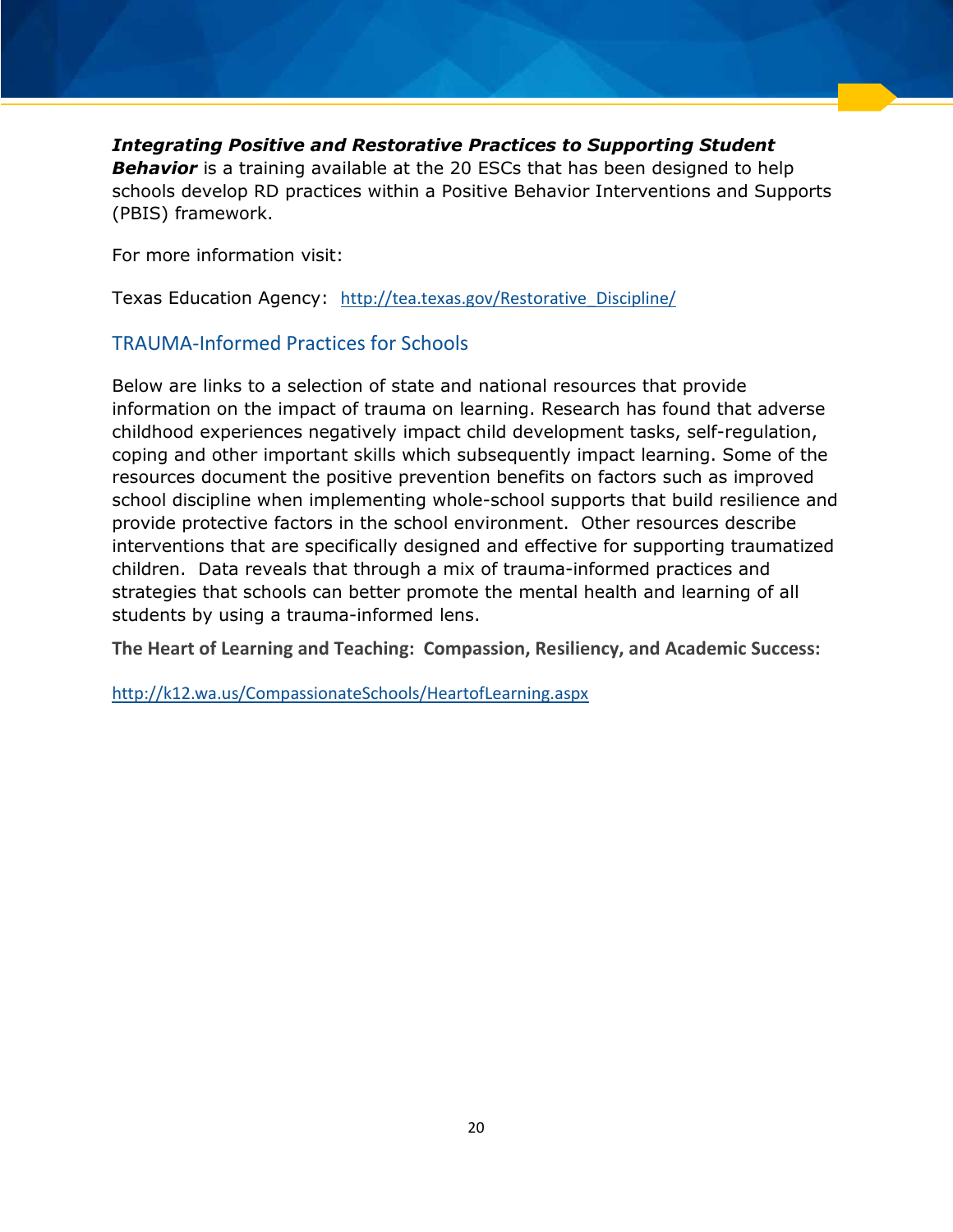***Integrating Positive and Restorative Practices to Supporting Student Behavior*** is a training available at the 20 ESCs that has been designed to help schools develop RD practices within a Positive Behavior Interventions and Supports (PBIS) framework.

For more information visit:

Texas Education Agency: http://tea.texas.gov/Restorative_Discipline/

## TRAUMA-Informed Practices for Schools

Below are links to a selection of state and national resources that provide information on the impact of trauma on learning. Research has found that adverse childhood experiences negatively impact child development tasks, self-regulation, coping and other important skills which subsequently impact learning. Some of the resources document the positive prevention benefits on factors such as improved school discipline when implementing whole-school supports that build resilience and provide protective factors in the school environment. Other resources describe interventions that are specifically designed and effective for supporting traumatized children. Data reveals that through a mix of trauma-informed practices and strategies that schools can better promote the mental health and learning of all students by using a trauma-informed lens.

**The Heart of Learning and Teaching: Compassion, Resiliency, and Academic Success:**

http://k12.wa.us/CompassionateSchools/HeartofLearning.aspx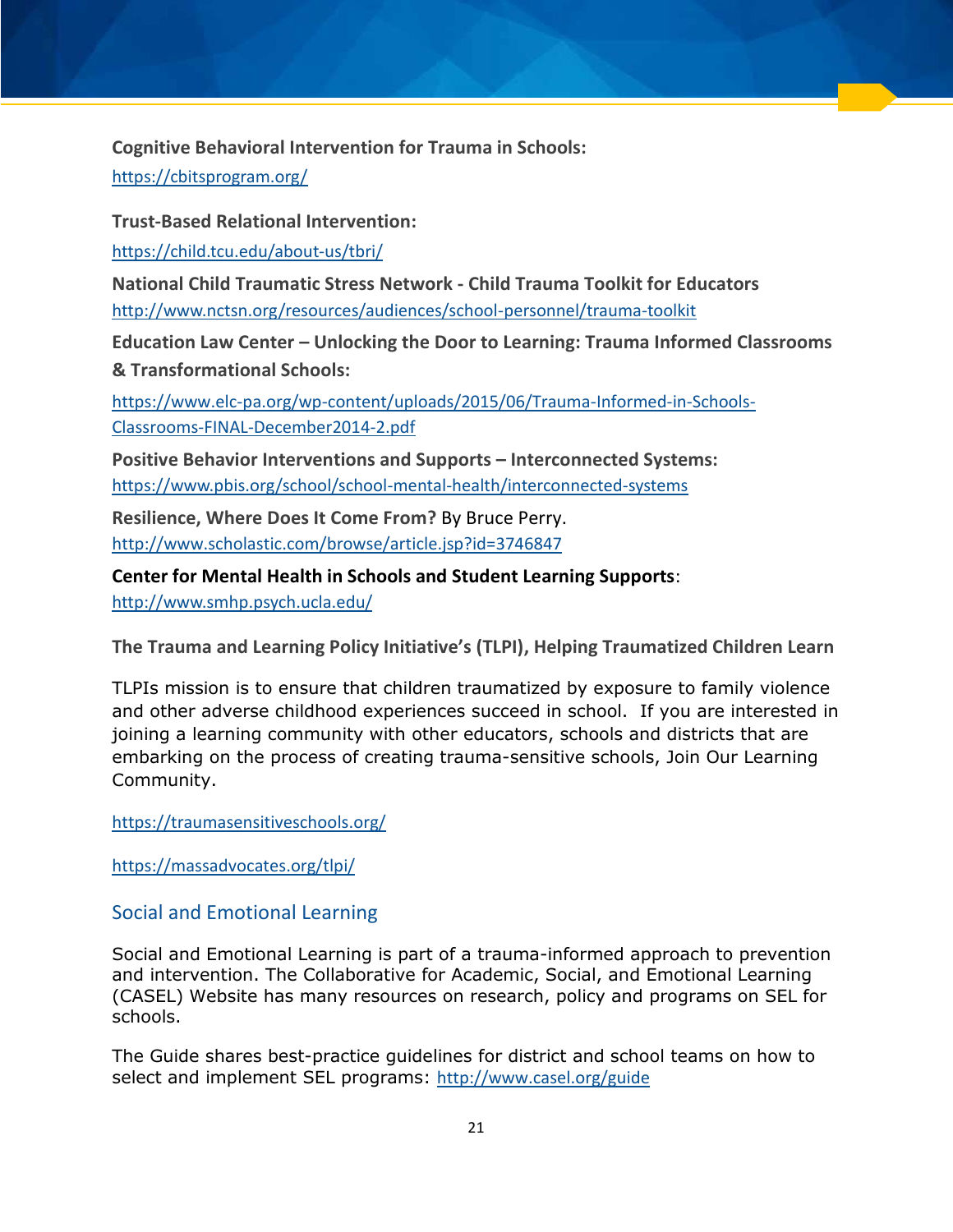**Cognitive Behavioral Intervention for Trauma in Schools:**

https://cbitsprogram.org/

**Trust-Based Relational Intervention:**

https://child.tcu.edu/about-us/tbri/

**National Child Traumatic Stress Network - Child Trauma Toolkit for Educators**

http://www.nctsn.org/resources/audiences/school-personnel/trauma-toolkit

**Education Law Center – Unlocking the Door to Learning: Trauma Informed Classrooms & Transformational Schools:**

https://www.elc-pa.org/wp-content/uploads/2015/06/Trauma-Informed-in-Schools-Classrooms-FINAL-December2014-2.pdf

**Positive Behavior Interventions and Supports – Interconnected Systems:**

https://www.pbis.org/school/school-mental-health/interconnected-systems

**Resilience, Where Does It Come From?** By Bruce Perry.

http://www.scholastic.com/browse/article.jsp?id=3746847

**Center for Mental Health in Schools and Student Learning Supports**:

http://www.smhp.psych.ucla.edu/

**The Trauma and Learning Policy Initiative's (TLPI), Helping Traumatized Children Learn**

TLPIs mission is to ensure that children traumatized by exposure to family violence and other adverse childhood experiences succeed in school. If you are interested in joining a learning community with other educators, schools and districts that are embarking on the process of creating trauma-sensitive schools, Join Our Learning Community.

https://traumasensitiveschools.org/

https://massadvocates.org/tlpi/

## Social and Emotional Learning

Social and Emotional Learning is part of a trauma-informed approach to prevention and intervention. The Collaborative for Academic, Social, and Emotional Learning (CASEL) Website has many resources on research, policy and programs on SEL for schools.

The Guide shares best-practice guidelines for district and school teams on how to select and implement SEL programs: http://www.casel.org/guide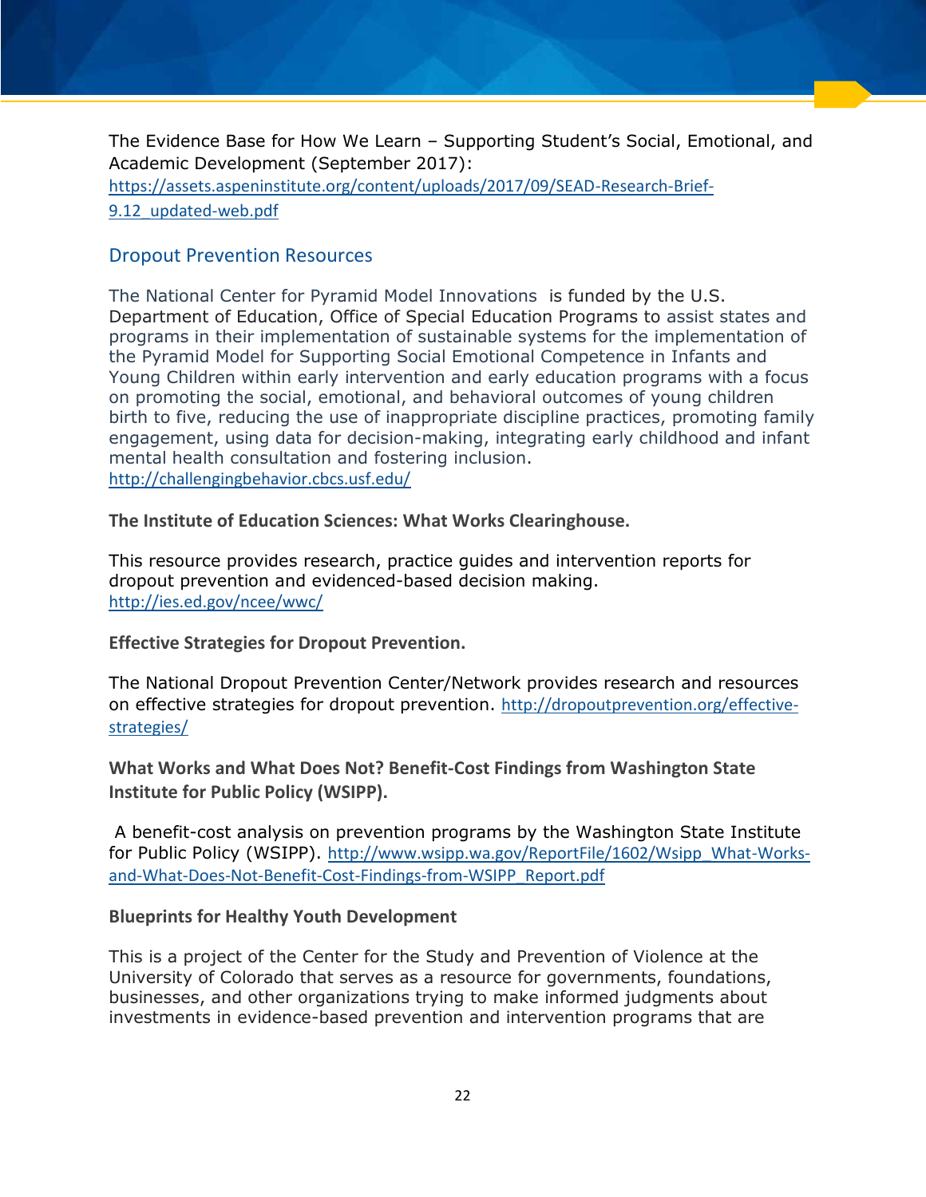The Evidence Base for How We Learn – Supporting Student's Social, Emotional, and Academic Development (September 2017): https://assets.aspeninstitute.org/content/uploads/2017/09/SEAD-Research-Brief-9.12_updated-web.pdf

## Dropout Prevention Resources

The National Center for Pyramid Model Innovations is funded by the U.S. Department of Education, Office of Special Education Programs to assist states and programs in their implementation of sustainable systems for the implementation of the Pyramid Model for Supporting Social Emotional Competence in Infants and Young Children within early intervention and early education programs with a focus on promoting the social, emotional, and behavioral outcomes of young children birth to five, reducing the use of inappropriate discipline practices, promoting family engagement, using data for decision-making, integrating early childhood and infant mental health consultation and fostering inclusion. http://challengingbehavior.cbcs.usf.edu/

**The Institute of Education Sciences: What Works Clearinghouse.**

This resource provides research, practice guides and intervention reports for dropout prevention and evidenced-based decision making. http://ies.ed.gov/ncee/wwc/

**Effective Strategies for Dropout Prevention.**

The National Dropout Prevention Center/Network provides research and resources on effective strategies for dropout prevention. http://dropoutprevention.org/effective-strategies/

**What Works and What Does Not? Benefit-Cost Findings from Washington State Institute for Public Policy (WSIPP).**

A benefit-cost analysis on prevention programs by the Washington State Institute for Public Policy (WSIPP). http://www.wsipp.wa.gov/ReportFile/1602/Wsipp_What-Works-and-What-Does-Not-Benefit-Cost-Findings-from-WSIPP_Report.pdf

**Blueprints for Healthy Youth Development**

This is a project of the Center for the Study and Prevention of Violence at the University of Colorado that serves as a resource for governments, foundations, businesses, and other organizations trying to make informed judgments about investments in evidence-based prevention and intervention programs that are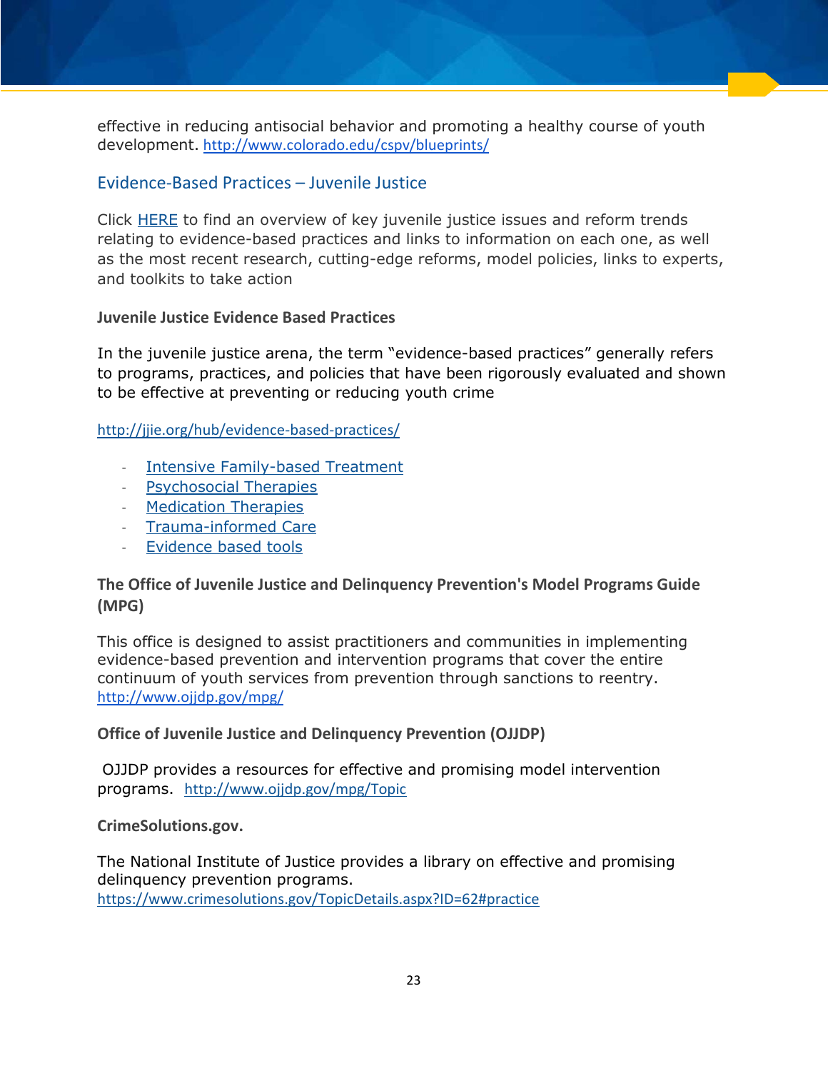effective in reducing antisocial behavior and promoting a healthy course of youth development. http://www.colorado.edu/cspv/blueprints/

## Evidence-Based Practices – Juvenile Justice

Click HERE to find an overview of key juvenile justice issues and reform trends relating to evidence-based practices and links to information on each one, as well as the most recent research, cutting-edge reforms, model policies, links to experts, and toolkits to take action

### Juvenile Justice Evidence Based Practices

In the juvenile justice arena, the term "evidence-based practices" generally refers to programs, practices, and policies that have been rigorously evaluated and shown to be effective at preventing or reducing youth crime

http://jjie.org/hub/evidence-based-practices/

- Intensive Family-based Treatment
- Psychosocial Therapies
- Medication Therapies
- Trauma-informed Care
- Evidence based tools

### The Office of Juvenile Justice and Delinquency Prevention's Model Programs Guide (MPG)

This office is designed to assist practitioners and communities in implementing evidence-based prevention and intervention programs that cover the entire continuum of youth services from prevention through sanctions to reentry. http://www.ojjdp.gov/mpg/

### Office of Juvenile Justice and Delinquency Prevention (OJJDP)

OJJDP provides a resources for effective and promising model intervention programs. http://www.ojjdp.gov/mpg/Topic

### CrimeSolutions.gov.

The National Institute of Justice provides a library on effective and promising delinquency prevention programs.
https://www.crimesolutions.gov/TopicDetails.aspx?ID=62#practice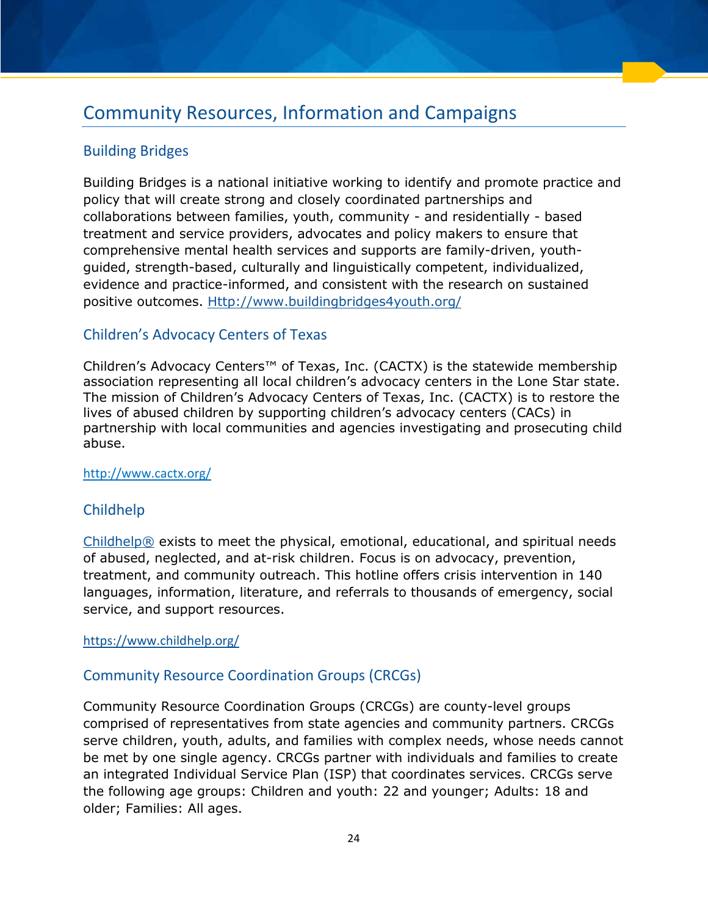# Community Resources, Information and Campaigns

## Building Bridges

Building Bridges is a national initiative working to identify and promote practice and policy that will create strong and closely coordinated partnerships and collaborations between families, youth, community - and residentially - based treatment and service providers, advocates and policy makers to ensure that comprehensive mental health services and supports are family-driven, youth-guided, strength-based, culturally and linguistically competent, individualized, evidence and practice-informed, and consistent with the research on sustained positive outcomes. [Http://www.buildingbridges4youth.org/](Http://www.buildingbridges4youth.org/)

## Children's Advocacy Centers of Texas

Children's Advocacy Centers™ of Texas, Inc. (CACTX) is the statewide membership association representing all local children's advocacy centers in the Lone Star state. The mission of Children's Advocacy Centers of Texas, Inc. (CACTX) is to restore the lives of abused children by supporting children's advocacy centers (CACs) in partnership with local communities and agencies investigating and prosecuting child abuse.

[http://www.cactx.org/](http://www.cactx.org/)

## Childhelp

[Childhelp®](https://www.childhelp.org/) exists to meet the physical, emotional, educational, and spiritual needs of abused, neglected, and at-risk children. Focus is on advocacy, prevention, treatment, and community outreach. This hotline offers crisis intervention in 140 languages, information, literature, and referrals to thousands of emergency, social service, and support resources.

[https://www.childhelp.org/](https://www.childhelp.org/)

## Community Resource Coordination Groups (CRCGs)

Community Resource Coordination Groups (CRCGs) are county-level groups comprised of representatives from state agencies and community partners. CRCGs serve children, youth, adults, and families with complex needs, whose needs cannot be met by one single agency. CRCGs partner with individuals and families to create an integrated Individual Service Plan (ISP) that coordinates services. CRCGs serve the following age groups: Children and youth: 22 and younger; Adults: 18 and older; Families: All ages.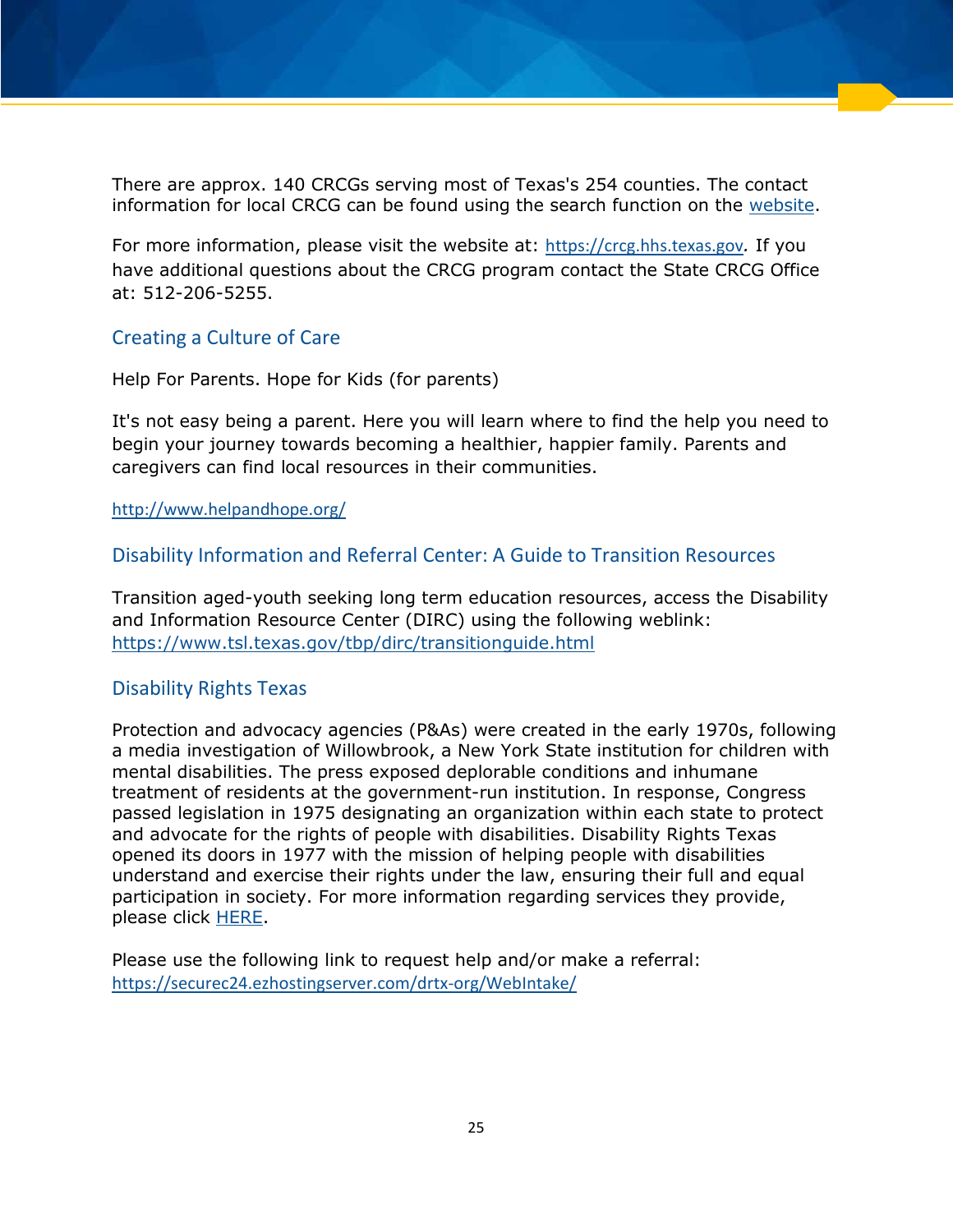There are approx. 140 CRCGs serving most of Texas's 254 counties. The contact information for local CRCG can be found using the search function on the website.

For more information, please visit the website at: https://crcg.hhs.texas.gov. If you have additional questions about the CRCG program contact the State CRCG Office at: 512-206-5255.

### Creating a Culture of Care

Help For Parents. Hope for Kids (for parents)

It's not easy being a parent. Here you will learn where to find the help you need to begin your journey towards becoming a healthier, happier family. Parents and caregivers can find local resources in their communities.

http://www.helpandhope.org/

### Disability Information and Referral Center: A Guide to Transition Resources

Transition aged-youth seeking long term education resources, access the Disability and Information Resource Center (DIRC) using the following weblink: https://www.tsl.texas.gov/tbp/dirc/transitionguide.html

### Disability Rights Texas

Protection and advocacy agencies (P&As) were created in the early 1970s, following a media investigation of Willowbrook, a New York State institution for children with mental disabilities. The press exposed deplorable conditions and inhumane treatment of residents at the government-run institution. In response, Congress passed legislation in 1975 designating an organization within each state to protect and advocate for the rights of people with disabilities. Disability Rights Texas opened its doors in 1977 with the mission of helping people with disabilities understand and exercise their rights under the law, ensuring their full and equal participation in society. For more information regarding services they provide, please click HERE.

Please use the following link to request help and/or make a referral: https://securec24.ezhostingserver.com/drtx-org/WebIntake/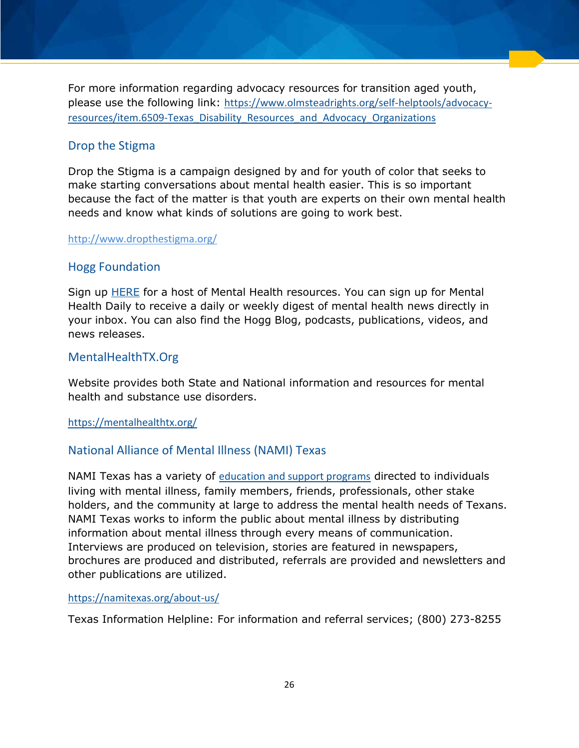For more information regarding advocacy resources for transition aged youth, please use the following link: [https://www.olmsteadrights.org/self-helptools/advocacy-resources/item.6509-Texas_Disability_Resources_and_Advocacy_Organizations](https://www.olmsteadrights.org/self-helptools/advocacy-resources/item.6509-Texas_Disability_Resources_and_Advocacy_Organizations)

## Drop the Stigma

Drop the Stigma is a campaign designed by and for youth of color that seeks to make starting conversations about mental health easier. This is so important because the fact of the matter is that youth are experts on their own mental health needs and know what kinds of solutions are going to work best.

[http://www.dropthestigma.org/](http://www.dropthestigma.org/)

## Hogg Foundation

Sign up HERE for a host of Mental Health resources. You can sign up for Mental Health Daily to receive a daily or weekly digest of mental health news directly in your inbox. You can also find the Hogg Blog, podcasts, publications, videos, and news releases.

## MentalHealthTX.Org

Website provides both State and National information and resources for mental health and substance use disorders.

[https://mentalhealthtx.org/](https://mentalhealthtx.org/)

## National Alliance of Mental Illness (NAMI) Texas

NAMI Texas has a variety of education and support programs directed to individuals living with mental illness, family members, friends, professionals, other stake holders, and the community at large to address the mental health needs of Texans. NAMI Texas works to inform the public about mental illness by distributing information about mental illness through every means of communication. Interviews are produced on television, stories are featured in newspapers, brochures are produced and distributed, referrals are provided and newsletters and other publications are utilized.

[https://namitexas.org/about-us/](https://namitexas.org/about-us/)

Texas Information Helpline: For information and referral services; (800) 273-8255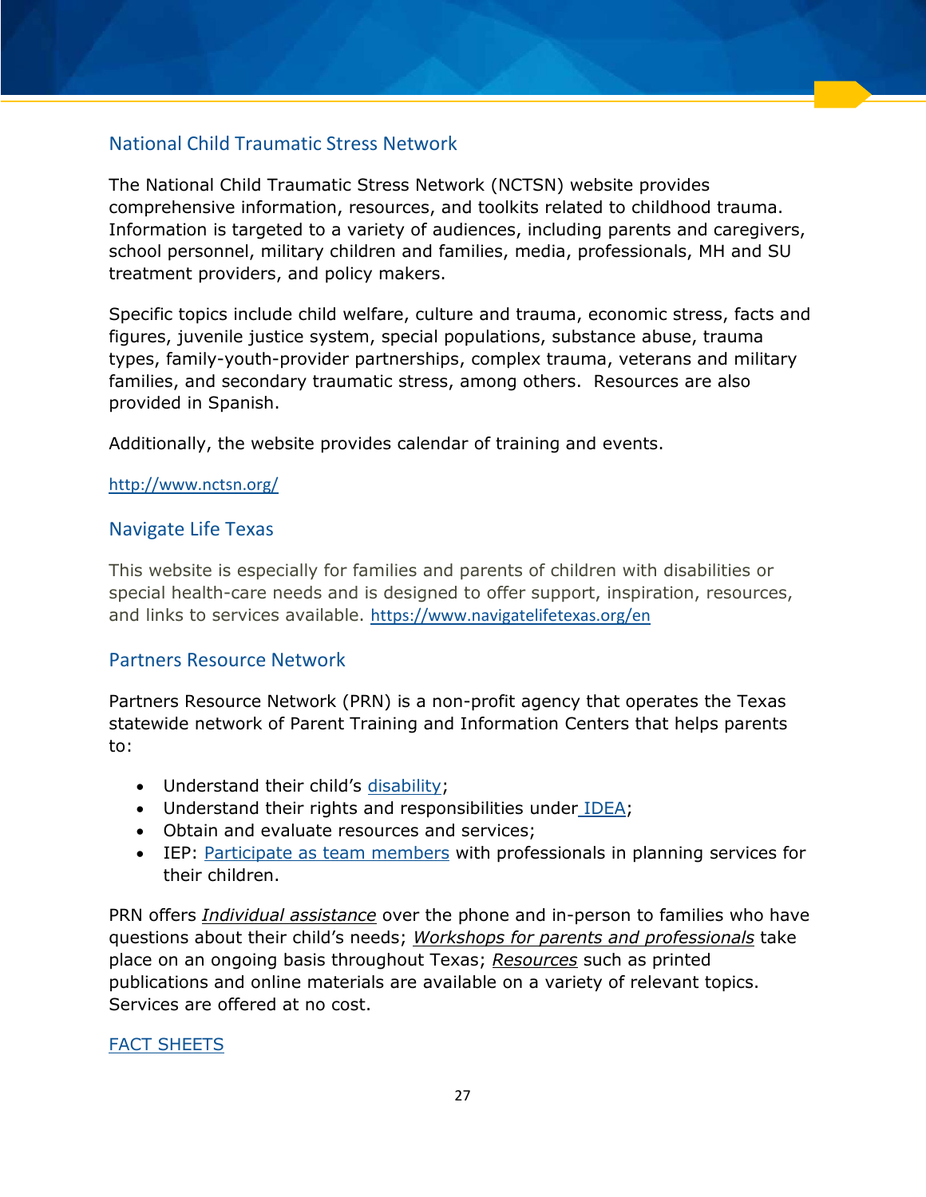## National Child Traumatic Stress Network

The National Child Traumatic Stress Network (NCTSN) website provides comprehensive information, resources, and toolkits related to childhood trauma. Information is targeted to a variety of audiences, including parents and caregivers, school personnel, military children and families, media, professionals, MH and SU treatment providers, and policy makers.

Specific topics include child welfare, culture and trauma, economic stress, facts and figures, juvenile justice system, special populations, substance abuse, trauma types, family-youth-provider partnerships, complex trauma, veterans and military families, and secondary traumatic stress, among others. Resources are also provided in Spanish.

Additionally, the website provides calendar of training and events.

[http://www.nctsn.org/](http://www.nctsn.org/)

## Navigate Life Texas

This website is especially for families and parents of children with disabilities or special health-care needs and is designed to offer support, inspiration, resources, and links to services available. [https://www.navigatelifetexas.org/en](https://www.navigatelifetexas.org/en)

## Partners Resource Network

Partners Resource Network (PRN) is a non-profit agency that operates the Texas statewide network of Parent Training and Information Centers that helps parents to:

- Understand their child's disability;
- Understand their rights and responsibilities under IDEA;
- Obtain and evaluate resources and services;
- IEP: Participate as team members with professionals in planning services for their children.

PRN offers *Individual assistance* over the phone and in-person to families who have questions about their child's needs; *Workshops for parents and professionals* take place on an ongoing basis throughout Texas; *Resources* such as printed publications and online materials are available on a variety of relevant topics. Services are offered at no cost.

FACT SHEETS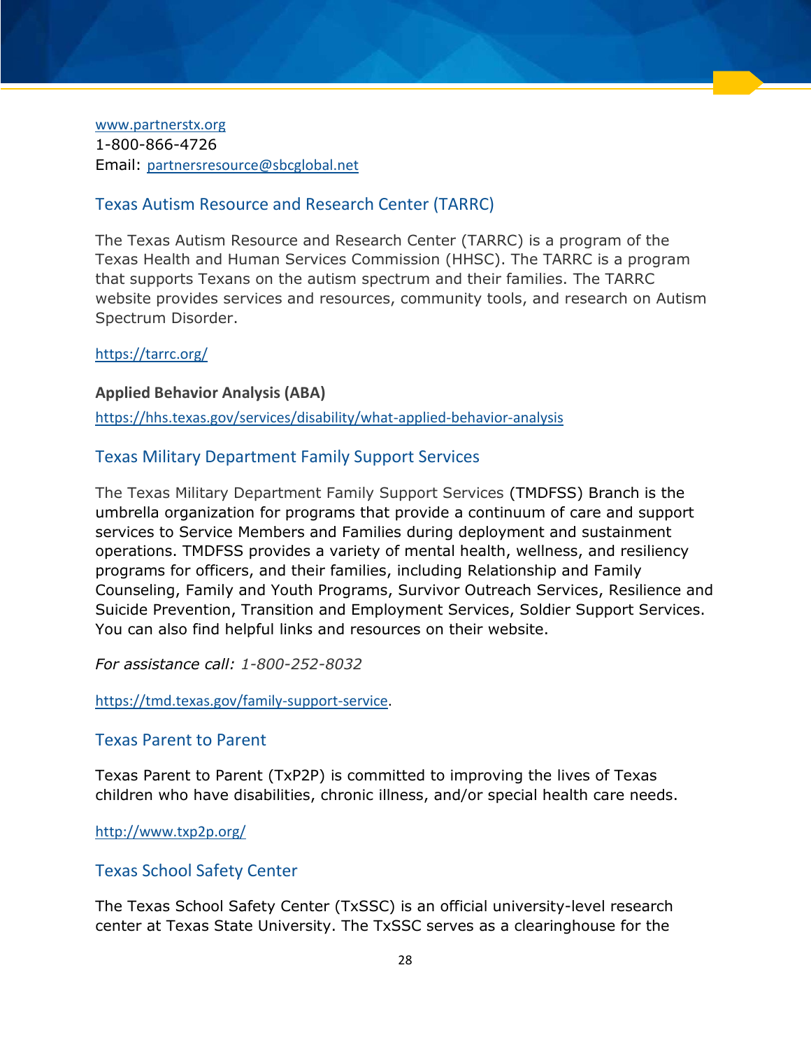www.partnerstx.org
1-800-866-4726
Email: partnersresource@sbcglobal.net

## Texas Autism Resource and Research Center (TARRC)

The Texas Autism Resource and Research Center (TARRC) is a program of the Texas Health and Human Services Commission (HHSC). The TARRC is a program that supports Texans on the autism spectrum and their families. The TARRC website provides services and resources, community tools, and research on Autism Spectrum Disorder.

https://tarrc.org/

**Applied Behavior Analysis (ABA)**

https://hhs.texas.gov/services/disability/what-applied-behavior-analysis

## Texas Military Department Family Support Services

The Texas Military Department Family Support Services (TMDFSS) Branch is the umbrella organization for programs that provide a continuum of care and support services to Service Members and Families during deployment and sustainment operations. TMDFSS provides a variety of mental health, wellness, and resiliency programs for officers, and their families, including Relationship and Family Counseling, Family and Youth Programs, Survivor Outreach Services, Resilience and Suicide Prevention, Transition and Employment Services, Soldier Support Services. You can also find helpful links and resources on their website.

*For assistance call: 1-800-252-8032*

https://tmd.texas.gov/family-support-service.

## Texas Parent to Parent

Texas Parent to Parent (TxP2P) is committed to improving the lives of Texas children who have disabilities, chronic illness, and/or special health care needs.

http://www.txp2p.org/

## Texas School Safety Center

The Texas School Safety Center (TxSSC) is an official university-level research center at Texas State University. The TxSSC serves as a clearinghouse for the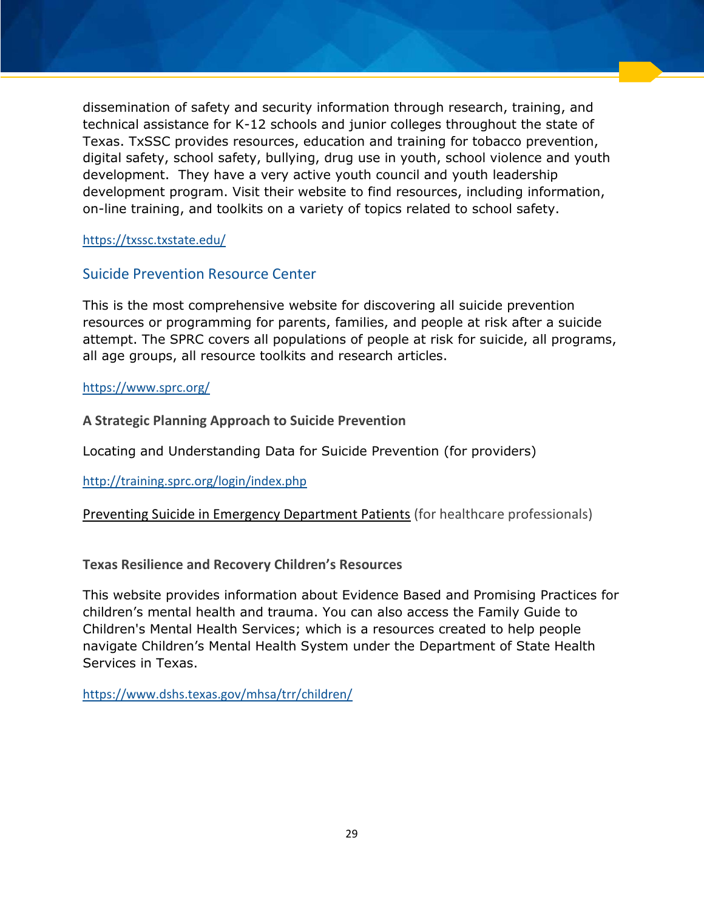dissemination of safety and security information through research, training, and technical assistance for K-12 schools and junior colleges throughout the state of Texas. TxSSC provides resources, education and training for tobacco prevention, digital safety, school safety, bullying, drug use in youth, school violence and youth development.  They have a very active youth council and youth leadership development program. Visit their website to find resources, including information, on-line training, and toolkits on a variety of topics related to school safety.

https://txssc.txstate.edu/

## Suicide Prevention Resource Center

This is the most comprehensive website for discovering all suicide prevention resources or programming for parents, families, and people at risk after a suicide attempt. The SPRC covers all populations of people at risk for suicide, all programs, all age groups, all resource toolkits and research articles.

https://www.sprc.org/

**A Strategic Planning Approach to Suicide Prevention**

Locating and Understanding Data for Suicide Prevention (for providers)

http://training.sprc.org/login/index.php

Preventing Suicide in Emergency Department Patients (for healthcare professionals)

**Texas Resilience and Recovery Children's Resources**

This website provides information about Evidence Based and Promising Practices for children's mental health and trauma. You can also access the Family Guide to Children's Mental Health Services; which is a resources created to help people navigate Children's Mental Health System under the Department of State Health Services in Texas.

https://www.dshs.texas.gov/mhsa/trr/children/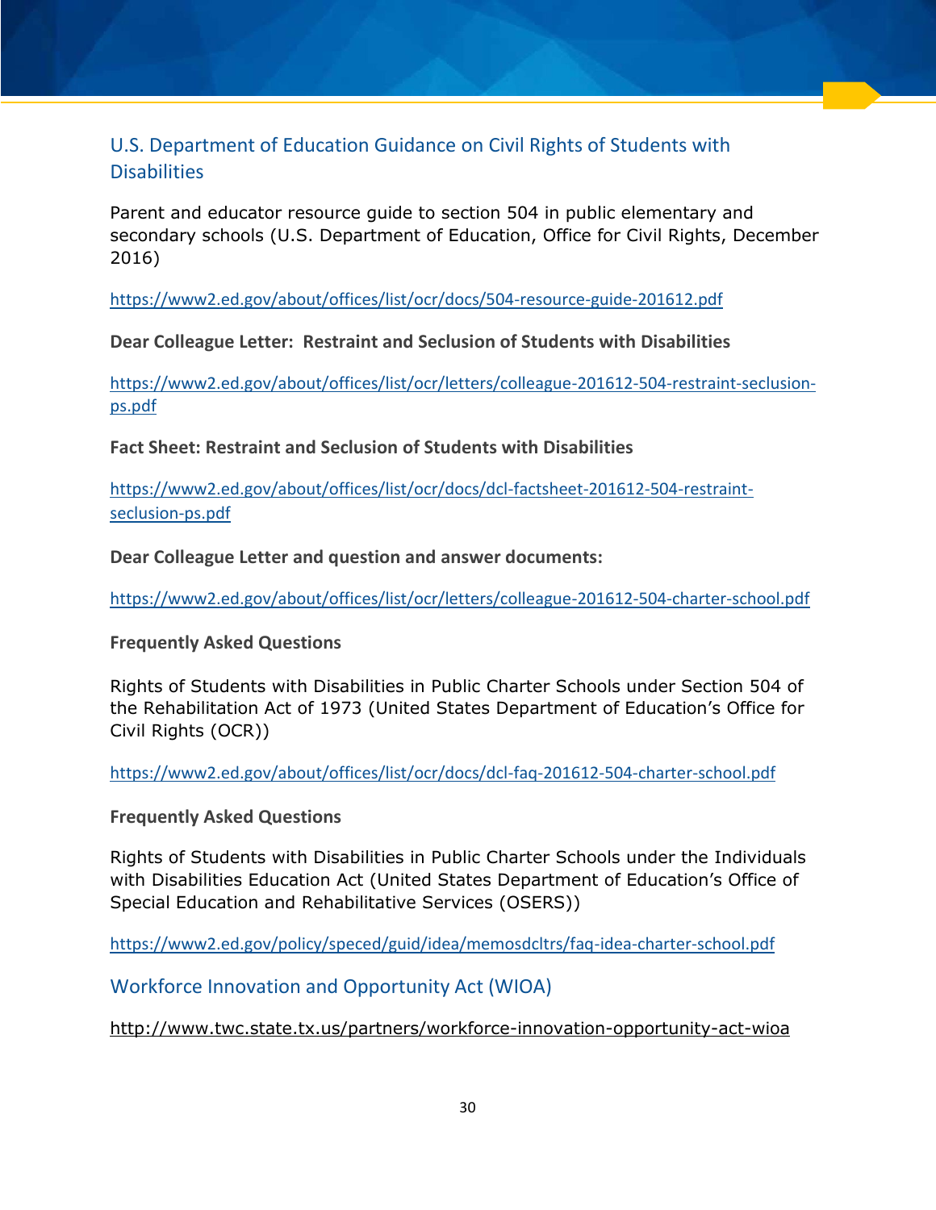## U.S. Department of Education Guidance on Civil Rights of Students with Disabilities

Parent and educator resource guide to section 504 in public elementary and secondary schools (U.S. Department of Education, Office for Civil Rights, December 2016)

https://www2.ed.gov/about/offices/list/ocr/docs/504-resource-guide-201612.pdf

**Dear Colleague Letter: Restraint and Seclusion of Students with Disabilities**

https://www2.ed.gov/about/offices/list/ocr/letters/colleague-201612-504-restraint-seclusion-ps.pdf

**Fact Sheet: Restraint and Seclusion of Students with Disabilities**

https://www2.ed.gov/about/offices/list/ocr/docs/dcl-factsheet-201612-504-restraint-seclusion-ps.pdf

**Dear Colleague Letter and question and answer documents:**

https://www2.ed.gov/about/offices/list/ocr/letters/colleague-201612-504-charter-school.pdf

**Frequently Asked Questions**

Rights of Students with Disabilities in Public Charter Schools under Section 504 of the Rehabilitation Act of 1973 (United States Department of Education's Office for Civil Rights (OCR))

https://www2.ed.gov/about/offices/list/ocr/docs/dcl-faq-201612-504-charter-school.pdf

**Frequently Asked Questions**

Rights of Students with Disabilities in Public Charter Schools under the Individuals with Disabilities Education Act (United States Department of Education's Office of Special Education and Rehabilitative Services (OSERS))

https://www2.ed.gov/policy/speced/guid/idea/memosdcltrs/faq-idea-charter-school.pdf

## Workforce Innovation and Opportunity Act (WIOA)

http://www.twc.state.tx.us/partners/workforce-innovation-opportunity-act-wioa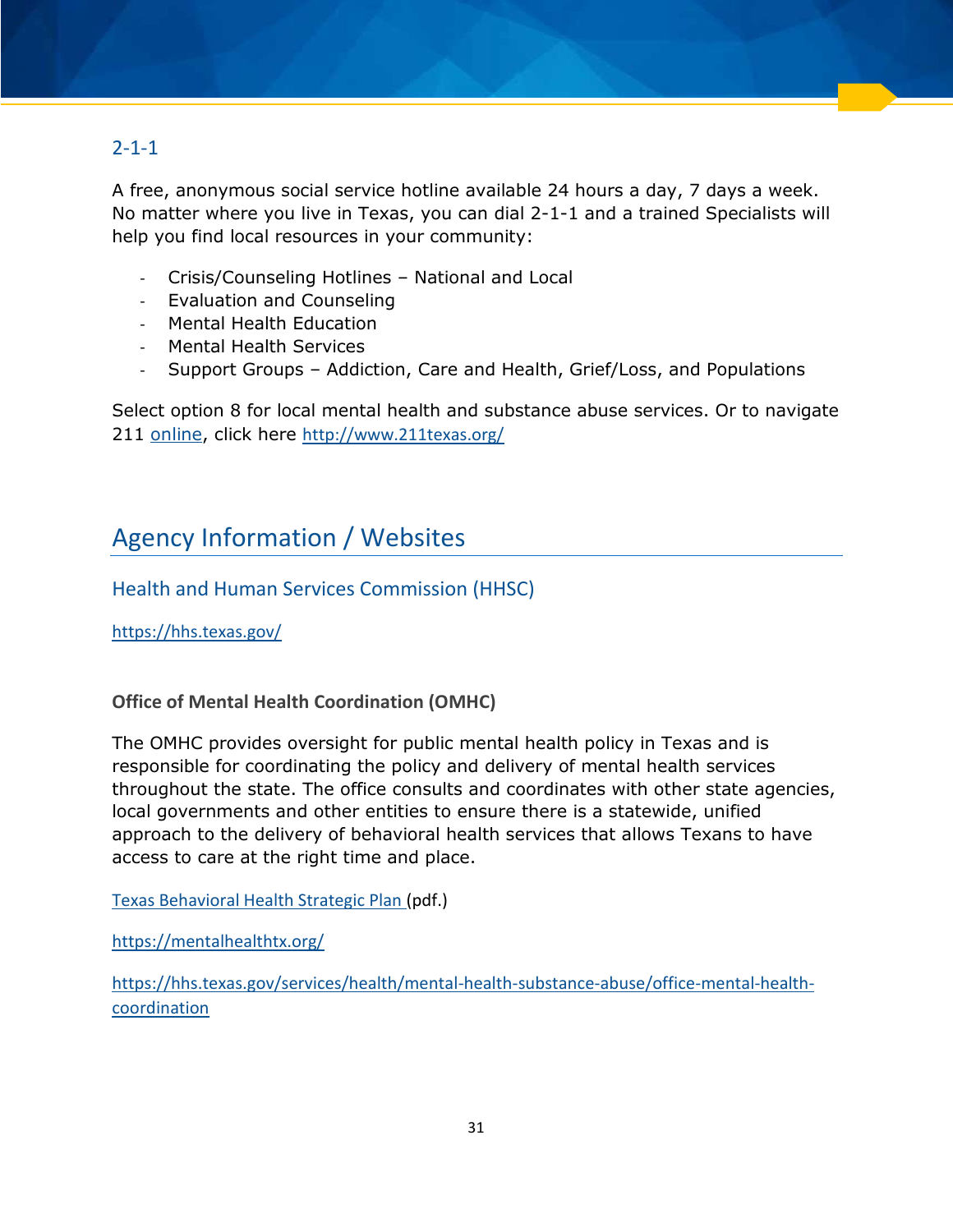### 2-1-1

A free, anonymous social service hotline available 24 hours a day, 7 days a week. No matter where you live in Texas, you can dial 2-1-1 and a trained Specialists will help you find local resources in your community:

- Crisis/Counseling Hotlines – National and Local
- Evaluation and Counseling
- Mental Health Education
- Mental Health Services
- Support Groups – Addiction, Care and Health, Grief/Loss, and Populations

Select option 8 for local mental health and substance abuse services. Or to navigate 211 online, click here http://www.211texas.org/

## Agency Information / Websites

### Health and Human Services Commission (HHSC)

https://hhs.texas.gov/

**Office of Mental Health Coordination (OMHC)**

The OMHC provides oversight for public mental health policy in Texas and is responsible for coordinating the policy and delivery of mental health services throughout the state. The office consults and coordinates with other state agencies, local governments and other entities to ensure there is a statewide, unified approach to the delivery of behavioral health services that allows Texans to have access to care at the right time and place.

Texas Behavioral Health Strategic Plan (pdf.)

https://mentalhealthtx.org/

https://hhs.texas.gov/services/health/mental-health-substance-abuse/office-mental-health-coordination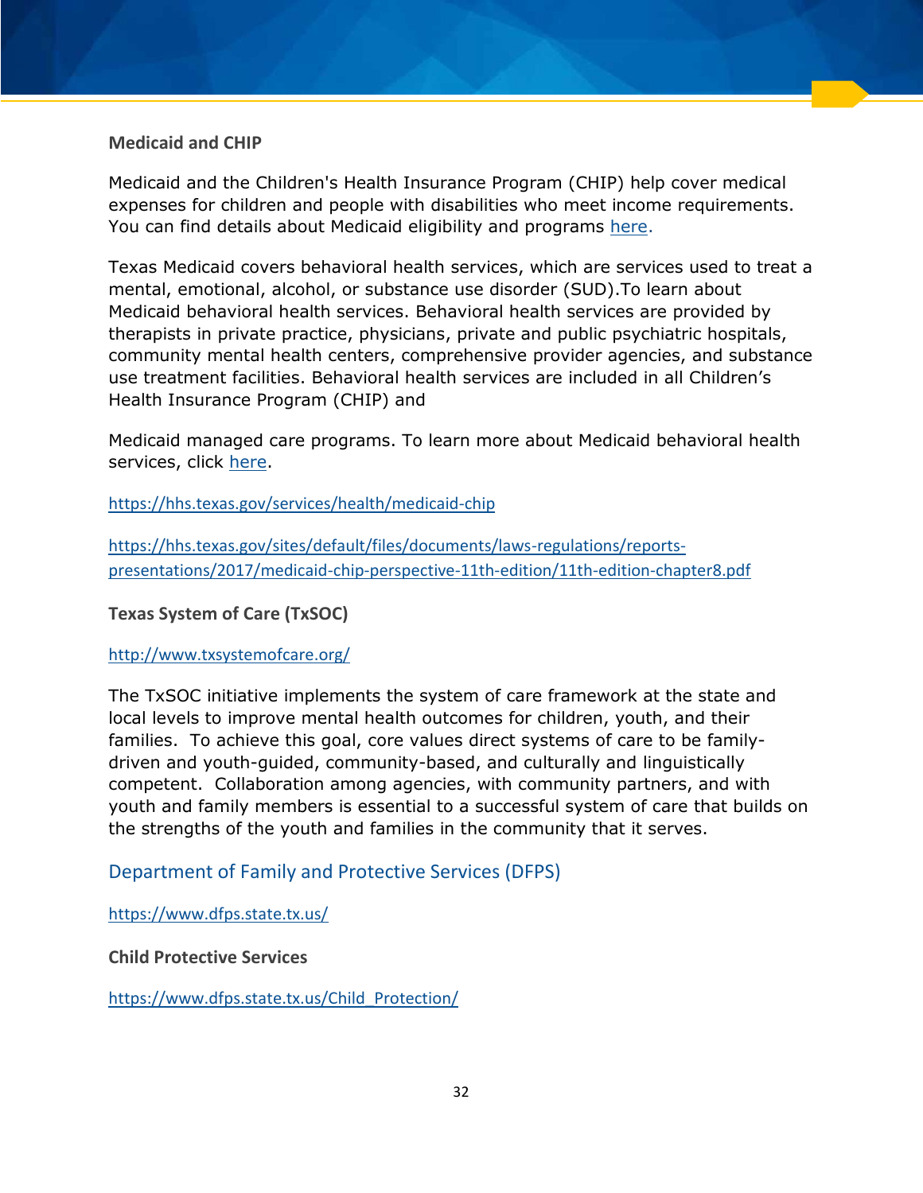**Medicaid and CHIP**

Medicaid and the Children's Health Insurance Program (CHIP) help cover medical expenses for children and people with disabilities who meet income requirements. You can find details about Medicaid eligibility and programs here.

Texas Medicaid covers behavioral health services, which are services used to treat a mental, emotional, alcohol, or substance use disorder (SUD).To learn about Medicaid behavioral health services. Behavioral health services are provided by therapists in private practice, physicians, private and public psychiatric hospitals, community mental health centers, comprehensive provider agencies, and substance use treatment facilities. Behavioral health services are included in all Children's Health Insurance Program (CHIP) and

Medicaid managed care programs. To learn more about Medicaid behavioral health services, click here.

https://hhs.texas.gov/services/health/medicaid-chip

https://hhs.texas.gov/sites/default/files/documents/laws-regulations/reports-presentations/2017/medicaid-chip-perspective-11th-edition/11th-edition-chapter8.pdf

**Texas System of Care (TxSOC)**

http://www.txsystemofcare.org/

The TxSOC initiative implements the system of care framework at the state and local levels to improve mental health outcomes for children, youth, and their families. To achieve this goal, core values direct systems of care to be family-driven and youth-guided, community-based, and culturally and linguistically competent. Collaboration among agencies, with community partners, and with youth and family members is essential to a successful system of care that builds on the strengths of the youth and families in the community that it serves.

## Department of Family and Protective Services (DFPS)

https://www.dfps.state.tx.us/

**Child Protective Services**

https://www.dfps.state.tx.us/Child_Protection/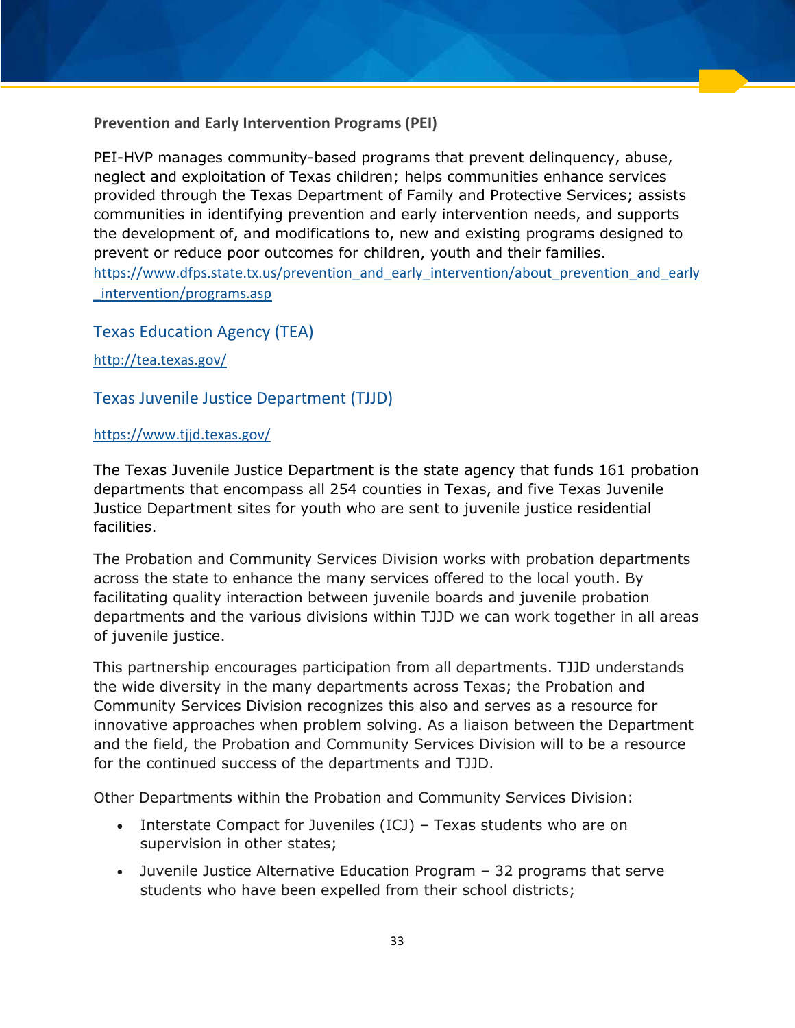### Prevention and Early Intervention Programs (PEI)

PEI-HVP manages community-based programs that prevent delinquency, abuse, neglect and exploitation of Texas children; helps communities enhance services provided through the Texas Department of Family and Protective Services; assists communities in identifying prevention and early intervention needs, and supports the development of, and modifications to, new and existing programs designed to prevent or reduce poor outcomes for children, youth and their families.
https://www.dfps.state.tx.us/prevention_and_early_intervention/about_prevention_and_early_intervention/programs.asp

## Texas Education Agency (TEA)

http://tea.texas.gov/

## Texas Juvenile Justice Department (TJJD)

https://www.tjjd.texas.gov/

The Texas Juvenile Justice Department is the state agency that funds 161 probation departments that encompass all 254 counties in Texas, and five Texas Juvenile Justice Department sites for youth who are sent to juvenile justice residential facilities.

The Probation and Community Services Division works with probation departments across the state to enhance the many services offered to the local youth. By facilitating quality interaction between juvenile boards and juvenile probation departments and the various divisions within TJJD we can work together in all areas of juvenile justice.

This partnership encourages participation from all departments. TJJD understands the wide diversity in the many departments across Texas; the Probation and Community Services Division recognizes this also and serves as a resource for innovative approaches when problem solving. As a liaison between the Department and the field, the Probation and Community Services Division will to be a resource for the continued success of the departments and TJJD.

Other Departments within the Probation and Community Services Division:

- Interstate Compact for Juveniles (ICJ) – Texas students who are on supervision in other states;
- Juvenile Justice Alternative Education Program – 32 programs that serve students who have been expelled from their school districts;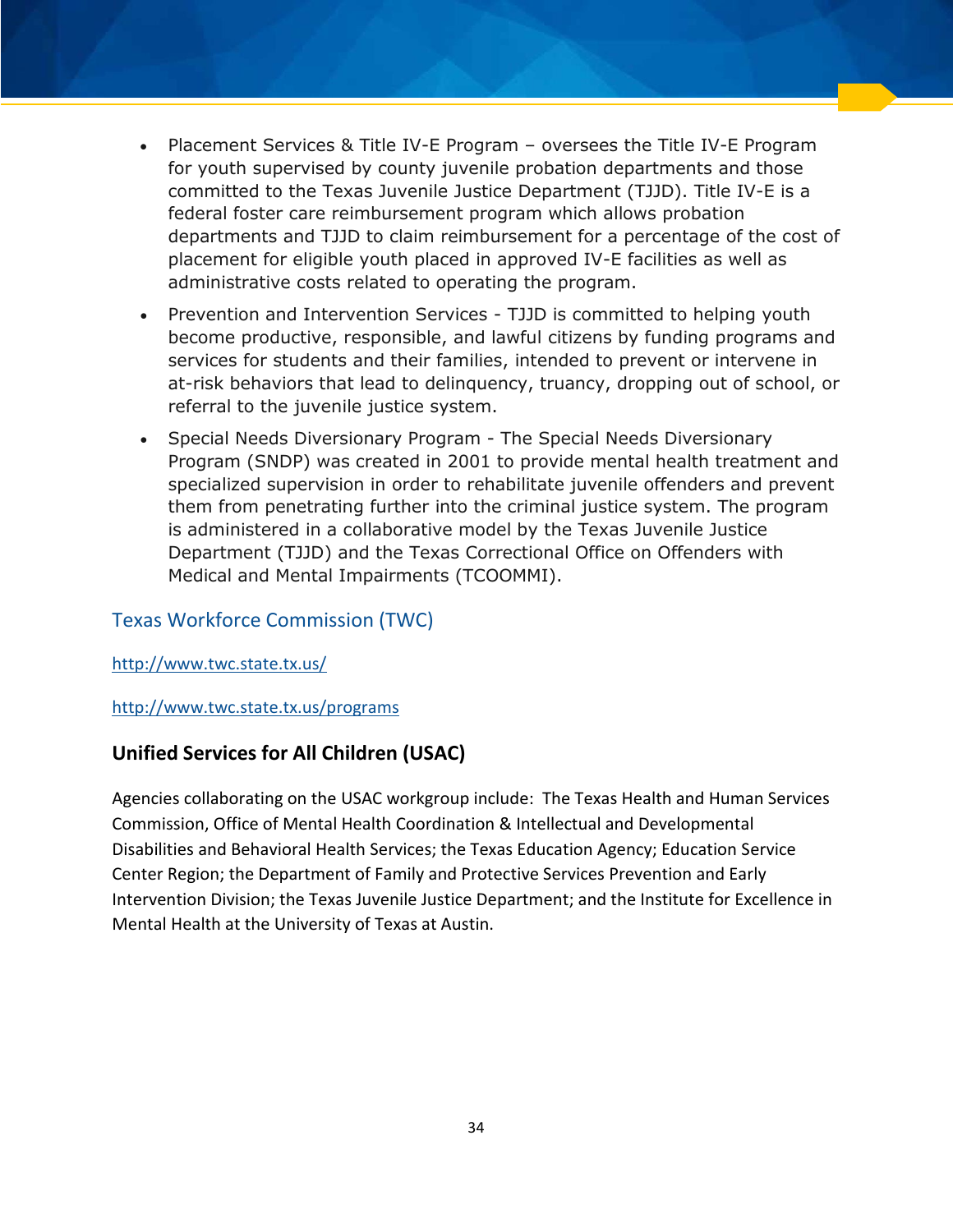- Placement Services & Title IV-E Program – oversees the Title IV-E Program for youth supervised by county juvenile probation departments and those committed to the Texas Juvenile Justice Department (TJJD). Title IV-E is a federal foster care reimbursement program which allows probation departments and TJJD to claim reimbursement for a percentage of the cost of placement for eligible youth placed in approved IV-E facilities as well as administrative costs related to operating the program.
- Prevention and Intervention Services - TJJD is committed to helping youth become productive, responsible, and lawful citizens by funding programs and services for students and their families, intended to prevent or intervene in at-risk behaviors that lead to delinquency, truancy, dropping out of school, or referral to the juvenile justice system.
- Special Needs Diversionary Program - The Special Needs Diversionary Program (SNDP) was created in 2001 to provide mental health treatment and specialized supervision in order to rehabilitate juvenile offenders and prevent them from penetrating further into the criminal justice system. The program is administered in a collaborative model by the Texas Juvenile Justice Department (TJJD) and the Texas Correctional Office on Offenders with Medical and Mental Impairments (TCOOMMI).

### Texas Workforce Commission (TWC)

http://www.twc.state.tx.us/

http://www.twc.state.tx.us/programs

## Unified Services for All Children (USAC)

Agencies collaborating on the USAC workgroup include: The Texas Health and Human Services Commission, Office of Mental Health Coordination & Intellectual and Developmental Disabilities and Behavioral Health Services; the Texas Education Agency; Education Service Center Region; the Department of Family and Protective Services Prevention and Early Intervention Division; the Texas Juvenile Justice Department; and the Institute for Excellence in Mental Health at the University of Texas at Austin.